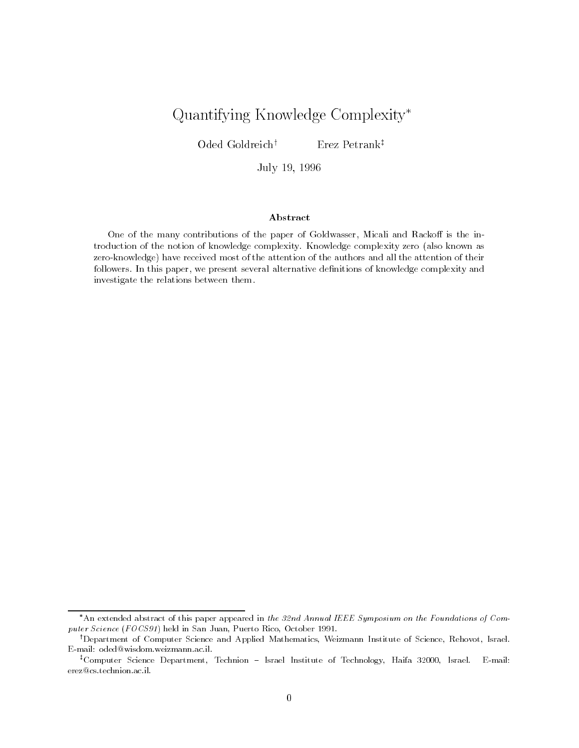# Quantifying Knowledge Complexity*

Oded Goldreich[†] Erez Petrank[‡]

July 19, 1996

### Abstract

One of the many contributions of the paper of Goldwasser, Micali and Rackoff is the introduction of the notion of knowledge complexity. Knowledge complexity zero (also known as zero-knowledge) have received most of the attention of the authors and all the attention of their followers. In this paper, we present several alternative definitions of knowledge complexity and investigate the relations between them.

---

*An extended abstract of this paper appeared in *the 32nd Annual IEEE Symposium on the Foundations of Computer Science* (*FOCS91*) held in San Juan, Puerto Rico, October 1991.

[†]Department of Computer Science and Applied Mathematics, Weizmann Institute of Science, Rehovot, Israel. E-mail: oded@wisdom.weizmann.ac.il.

[‡]Computer Science Department, Technion – Israel Institute of Technology, Haifa 32000, Israel. E-mail: erez@cs.technion.ac.il.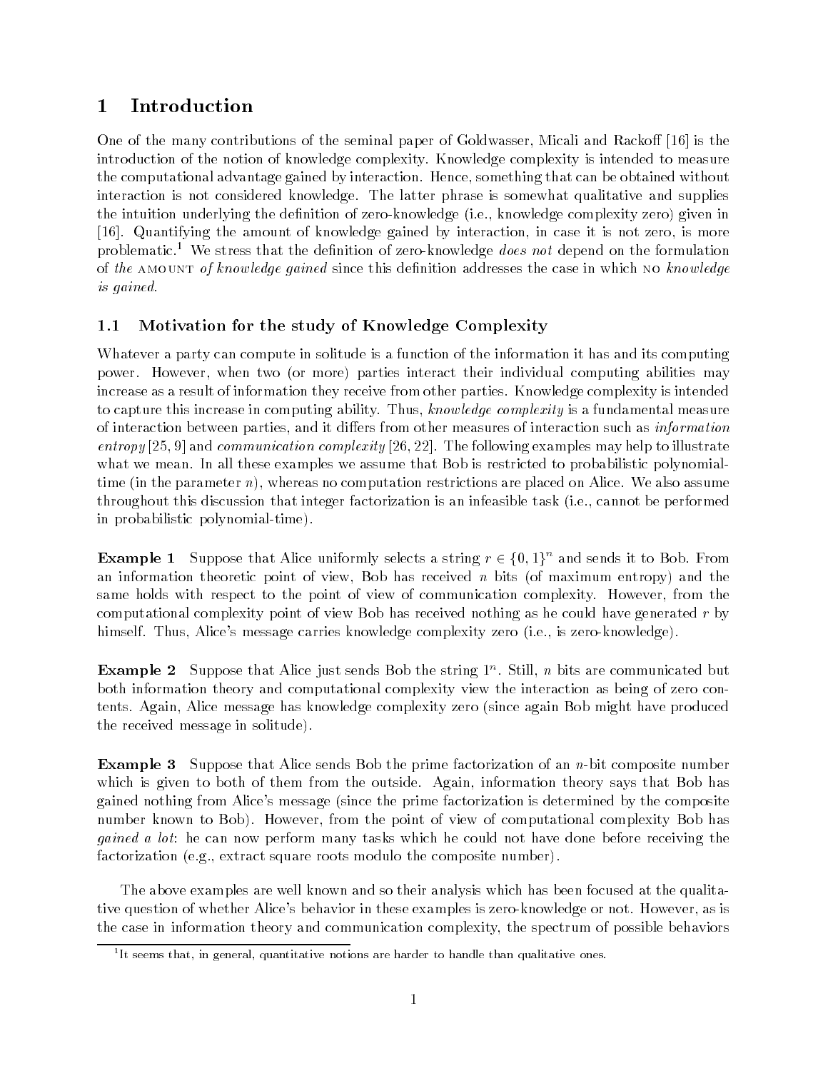# 1 Introduction

One of the many contributions of the seminal paper of Goldwasser, Micali and Rackoff [16] is the introduction of the notion of knowledge complexity. Knowledge complexity is intended to measure the computational advantage gained by interaction. Hence, something that can be obtained without interaction is not considered knowledge. The latter phrase is somewhat qualitative and supplies the intuition underlying the definition of zero-knowledge (i.e., knowledge complexity zero) given in [16]. Quantifying the amount of knowledge gained by interaction, in case it is not zero, is more problematic.[1] We stress that the definition of zero-knowledge *does not* depend on the formulation of *the* AMOUNT *of knowledge gained* since this definition addresses the case in which NO *knowledge is gained*.

## 1.1 Motivation for the study of Knowledge Complexity

Whatever a party can compute in solitude is a function of the information it has and its computing power. However, when two (or more) parties interact their individual computing abilities may increase as a result of information they receive from other parties. Knowledge complexity is intended to capture this increase in computing ability. Thus, *knowledge complexity* is a fundamental measure of interaction between parties, and it differs from other measures of interaction such as *information entropy* [25, 9] and *communication complexity* [26, 22]. The following examples may help to illustrate what we mean. In all these examples we assume that Bob is restricted to probabilistic polynomial-time (in the parameter $n$), whereas no computation restrictions are placed on Alice. We also assume throughout this discussion that integer factorization is an infeasible task (i.e., cannot be performed in probabilistic polynomial-time).

**Example 1** Suppose that Alice uniformly selects a string $r \in \{0,1\}^n$ and sends it to Bob. From an information theoretic point of view, Bob has received $n$ bits (of maximum entropy) and the same holds with respect to the point of view of communication complexity. However, from the computational complexity point of view Bob has received nothing as he could have generated $r$ by himself. Thus, Alice's message carries knowledge complexity zero (i.e., is zero-knowledge).

**Example 2** Suppose that Alice just sends Bob the string $1^n$. Still, $n$ bits are communicated but both information theory and computational complexity view the interaction as being of zero contents. Again, Alice message has knowledge complexity zero (since again Bob might have produced the received message in solitude).

**Example 3** Suppose that Alice sends Bob the prime factorization of an $n$-bit composite number which is given to both of them from the outside. Again, information theory says that Bob has gained nothing from Alice's message (since the prime factorization is determined by the composite number known to Bob). However, from the point of view of computational complexity Bob has *gained a lot*: he can now perform many tasks which he could not have done before receiving the factorization (e.g., extract square roots modulo the composite number).

The above examples are well known and so their analysis which has been focused at the qualitative question of whether Alice's behavior in these examples is zero-knowledge or not. However, as is the case in information theory and communication complexity, the spectrum of possible behaviors

[1] It seems that, in general, quantitative notions are harder to handle than qualitative ones.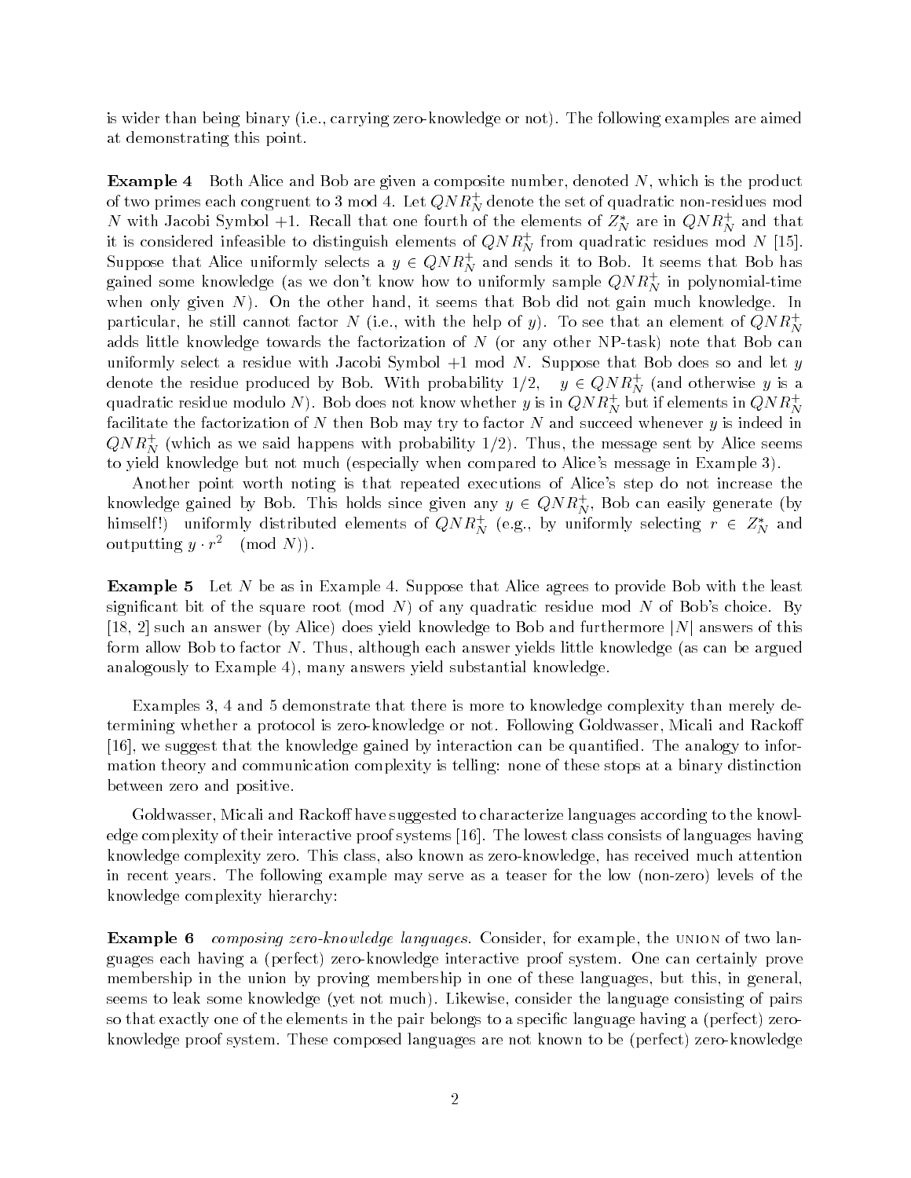is wider than being binary (i.e., carrying zero-knowledge or not). The following examples are aimed at demonstrating this point.

**Example 4** Both Alice and Bob are given a composite number, denoted $N$, which is the product of two primes each congruent to 3 mod 4. Let $QNR_N^+$ denote the set of quadratic non-residues mod $N$ with Jacobi Symbol $+1$. Recall that one fourth of the elements of $Z_N^*$ are in $QNR_N^+$ and that it is considered infeasible to distinguish elements of $QNR_N^+$ from quadratic residues mod $N$ [15]. Suppose that Alice uniformly selects a $y \in QNR_N^+$ and sends it to Bob. It seems that Bob has gained some knowledge (as we don't know how to uniformly sample $QNR_N^+$ in polynomial-time when only given $N$). On the other hand, it seems that Bob did not gain much knowledge. In particular, he still cannot factor $N$ (i.e., with the help of $y$). To see that an element of $QNR_N^+$ adds little knowledge towards the factorization of $N$ (or any other NP-task) note that Bob can uniformly select a residue with Jacobi Symbol $+1$ mod $N$. Suppose that Bob does so and let $y$ denote the residue produced by Bob. With probability $1/2$, $y \in QNR_N^+$ (and otherwise $y$ is a quadratic residue modulo $N$). Bob does not know whether $y$ is in $QNR_N^+$ but if elements in $QNR_N^+$ facilitate the factorization of $N$ then Bob may try to factor $N$ and succeed whenever $y$ is indeed in $QNR_N^+$ (which as we said happens with probability $1/2$). Thus, the message sent by Alice seems to yield knowledge but not much (especially when compared to Alice's message in Example 3).

Another point worth noting is that repeated executions of Alice's step do not increase the knowledge gained by Bob. This holds since given any $y \in QNR_N^+$, Bob can easily generate (by himself!) uniformly distributed elements of $QNR_N^+$ (e.g., by uniformly selecting $r \in Z_N^*$ and outputting $y \cdot r^2 \pmod N$).

**Example 5** Let $N$ be as in Example 4. Suppose that Alice agrees to provide Bob with the least significant bit of the square root (mod $N$) of any quadratic residue mod $N$ of Bob's choice. By [18, 2] such an answer (by Alice) does yield knowledge to Bob and furthermore $|N|$ answers of this form allow Bob to factor $N$. Thus, although each answer yields little knowledge (as can be argued analogously to Example 4), many answers yield substantial knowledge.

Examples 3, 4 and 5 demonstrate that there is more to knowledge complexity than merely determining whether a protocol is zero-knowledge or not. Following Goldwasser, Micali and Rackoff [16], we suggest that the knowledge gained by interaction can be quantified. The analogy to information theory and communication complexity is telling: none of these stops at a binary distinction between zero and positive.

Goldwasser, Micali and Rackoff have suggested to characterize languages according to the knowledge complexity of their interactive proof systems [16]. The lowest class consists of languages having knowledge complexity zero. This class, also known as zero-knowledge, has received much attention in recent years. The following example may serve as a teaser for the low (non-zero) levels of the knowledge complexity hierarchy:

**Example 6** *composing zero-knowledge languages.* Consider, for example, the UNION of two languages each having a (perfect) zero-knowledge interactive proof system. One can certainly prove membership in the union by proving membership in one of these languages, but this, in general, seems to leak some knowledge (yet not much). Likewise, consider the language consisting of pairs so that exactly one of the elements in the pair belongs to a specific language having a (perfect) zero-knowledge proof system. These composed languages are not known to be (perfect) zero-knowledge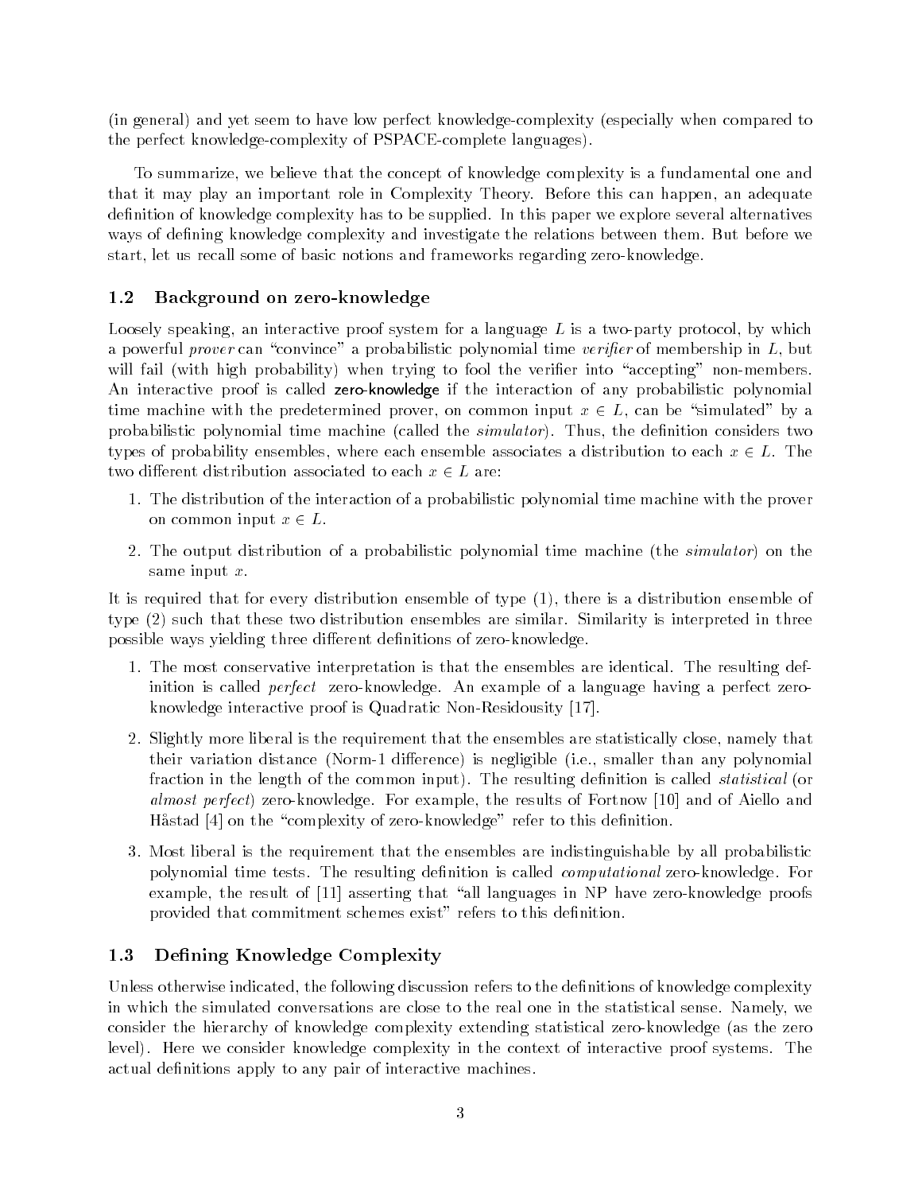(in general) and yet seem to have low perfect knowledge-complexity (especially when compared to the perfect knowledge-complexity of PSPACE-complete languages).

To summarize, we believe that the concept of knowledge complexity is a fundamental one and that it may play an important role in Complexity Theory. Before this can happen, an adequate definition of knowledge complexity has to be supplied. In this paper we explore several alternatives ways of defining knowledge complexity and investigate the relations between them. But before we start, let us recall some of basic notions and frameworks regarding zero-knowledge.

### 1.2 Background on zero-knowledge

Loosely speaking, an interactive proof system for a language $L$ is a two-party protocol, by which a powerful *prover* can "convince" a probabilistic polynomial time *verifier* of membership in $L$, but will fail (with high probability) when trying to fool the verifier into "accepting" non-members. An interactive proof is called **zero-knowledge** if the interaction of any probabilistic polynomial time machine with the predetermined prover, on common input $x \in L$, can be "simulated" by a probabilistic polynomial time machine (called the *simulator*). Thus, the definition considers two types of probability ensembles, where each ensemble associates a distribution to each $x \in L$. The two different distribution associated to each $x \in L$ are:

1. The distribution of the interaction of a probabilistic polynomial time machine with the prover on common input $x \in L$.
2. The output distribution of a probabilistic polynomial time machine (the *simulator*) on the same input $x$.

It is required that for every distribution ensemble of type (1), there is a distribution ensemble of type (2) such that these two distribution ensembles are similar. Similarity is interpreted in three possible ways yielding three different definitions of zero-knowledge.

1. The most conservative interpretation is that the ensembles are identical. The resulting definition is called *perfect* zero-knowledge. An example of a language having a perfect zero-knowledge interactive proof is Quadratic Non-Residousity [17].
2. Slightly more liberal is the requirement that the ensembles are statistically close, namely that their variation distance (Norm-1 difference) is negligible (i.e., smaller than any polynomial fraction in the length of the common input). The resulting definition is called *statistical* (or *almost perfect*) zero-knowledge. For example, the results of Fortnow [10] and of Aiello and Håstad [4] on the "complexity of zero-knowledge" refer to this definition.
3. Most liberal is the requirement that the ensembles are indistinguishable by all probabilistic polynomial time tests. The resulting definition is called *computational* zero-knowledge. For example, the result of [11] asserting that "all languages in NP have zero-knowledge proofs provided that commitment schemes exist" refers to this definition.

### 1.3 Defining Knowledge Complexity

Unless otherwise indicated, the following discussion refers to the definitions of knowledge complexity in which the simulated conversations are close to the real one in the statistical sense. Namely, we consider the hierarchy of knowledge complexity extending statistical zero-knowledge (as the zero level). Here we consider knowledge complexity in the context of interactive proof systems. The actual definitions apply to any pair of interactive machines.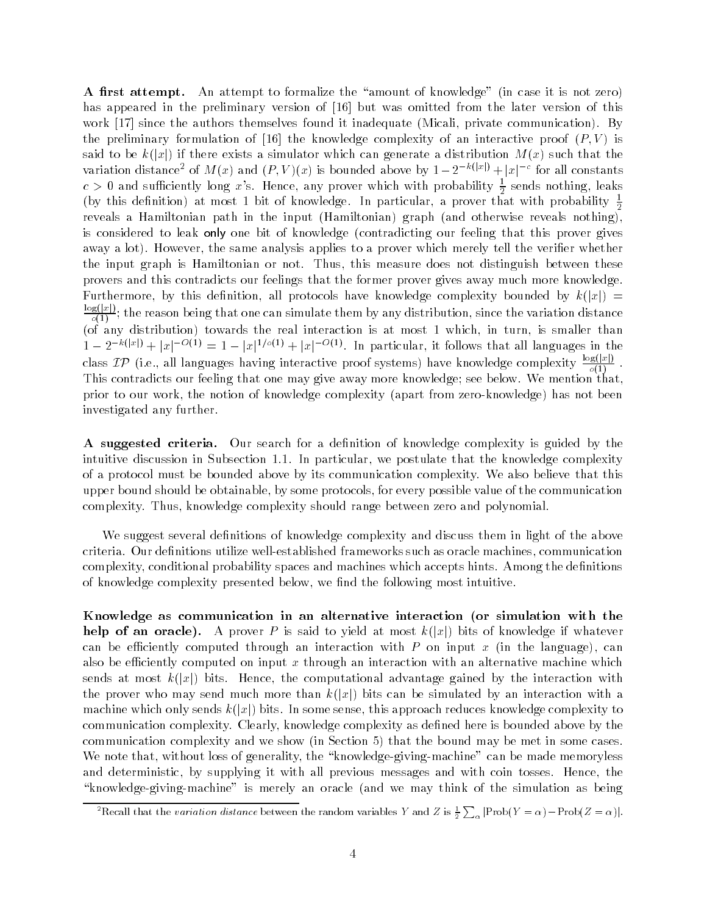**A first attempt.** An attempt to formalize the "amount of knowledge" (in case it is not zero) has appeared in the preliminary version of [16] but was omitted from the later version of this work [17] since the authors themselves found it inadequate (Micali, private communication). By the preliminary formulation of [16] the knowledge complexity of an interactive proof $(P, V)$ is said to be $k(|x|)$ if there exists a simulator which can generate a distribution $M(x)$ such that the variation distance[2] of $M(x)$ and $(P, V)(x)$ is bounded above by $1 - 2^{-k(|x|)} + |x|^{-c}$ for all constants $c > 0$ and sufficiently long $x$'s. Hence, any prover which with probability $\frac{1}{2}$ sends nothing, leaks (by this definition) at most 1 bit of knowledge. In particular, a prover that with probability $\frac{1}{2}$ reveals a Hamiltonian path in the input (Hamiltonian) graph (and otherwise reveals nothing), is considered to leak only one bit of knowledge (contradicting our feeling that this prover gives away a lot). However, the same analysis applies to a prover which merely tell the verifier whether the input graph is Hamiltonian or not. Thus, this measure does not distinguish between these provers and this contradicts our feelings that the former prover gives away much more knowledge. Furthermore, by this definition, all protocols have knowledge complexity bounded by $k(|x|) = \frac{\log(|x|)}{o(1)}$; the reason being that one can simulate them by any distribution, since the variation distance (of any distribution) towards the real interaction is at most 1 which, in turn, is smaller than $1 - 2^{-k(|x|)} + |x|^{-O(1)} = 1 - |x|^{1/o(1)} + |x|^{-O(1)}$. In particular, it follows that all languages in the class $\mathcal{IP}$ (i.e., all languages having interactive proof systems) have knowledge complexity $\frac{\log(|x|)}{o(1)}$. This contradicts our feeling that one may give away more knowledge; see below. We mention that, prior to our work, the notion of knowledge complexity (apart from zero-knowledge) has not been investigated any further.

**A suggested criteria.** Our search for a definition of knowledge complexity is guided by the intuitive discussion in Subsection 1.1. In particular, we postulate that the knowledge complexity of a protocol must be bounded above by its communication complexity. We also believe that this upper bound should be obtainable, by some protocols, for every possible value of the communication complexity. Thus, knowledge complexity should range between zero and polynomial.

We suggest several definitions of knowledge complexity and discuss them in light of the above criteria. Our definitions utilize well-established frameworks such as oracle machines, communication complexity, conditional probability spaces and machines which accepts hints. Among the definitions of knowledge complexity presented below, we find the following most intuitive.

**Knowledge as communication in an alternative interaction (or simulation with the help of an oracle).** A prover $P$ is said to yield at most $k(|x|)$ bits of knowledge if whatever can be efficiently computed through an interaction with $P$ on input $x$ (in the language), can also be efficiently computed on input $x$ through an interaction with an alternative machine which sends at most $k(|x|)$ bits. Hence, the computational advantage gained by the interaction with the prover who may send much more than $k(|x|)$ bits can be simulated by an interaction with a machine which only sends $k(|x|)$ bits. In some sense, this approach reduces knowledge complexity to communication complexity. Clearly, knowledge complexity as defined here is bounded above by the communication complexity and we show (in Section 5) that the bound may be met in some cases. We note that, without loss of generality, the "knowledge-giving-machine" can be made memoryless and deterministic, by supplying it with all previous messages and with coin tosses. Hence, the "knowledge-giving-machine" is merely an oracle (and we may think of the simulation as being

[2] Recall that the *variation distance* between the random variables $Y$ and $Z$ is $\frac{1}{2}\sum_\alpha |\text{Prob}(Y = \alpha) - \text{Prob}(Z = \alpha)|$.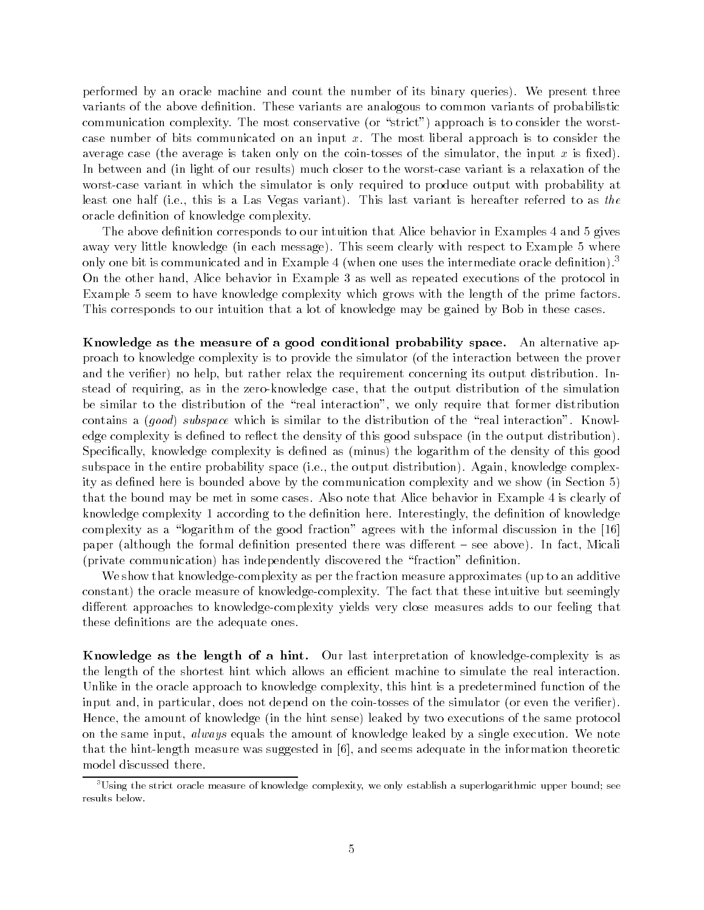performed by an oracle machine and count the number of its binary queries). We present three variants of the above definition. These variants are analogous to common variants of probabilistic communication complexity. The most conservative (or "strict") approach is to consider the worst-case number of bits communicated on an input $x$. The most liberal approach is to consider the average case (the average is taken only on the coin-tosses of the simulator, the input $x$ is fixed). In between and (in light of our results) much closer to the worst-case variant is a relaxation of the worst-case variant in which the simulator is only required to produce output with probability at least one half (i.e., this is a Las Vegas variant). This last variant is hereafter referred to as *the* oracle definition of knowledge complexity.

The above definition corresponds to our intuition that Alice behavior in Examples 4 and 5 gives away very little knowledge (in each message). This seem clearly with respect to Example 5 where only one bit is communicated and in Example 4 (when one uses the intermediate oracle definition).[3] On the other hand, Alice behavior in Example 3 as well as repeated executions of the protocol in Example 5 seem to have knowledge complexity which grows with the length of the prime factors. This corresponds to our intuition that a lot of knowledge may be gained by Bob in these cases.

**Knowledge as the measure of a good conditional probability space.** An alternative approach to knowledge complexity is to provide the simulator (of the interaction between the prover and the verifier) no help, but rather relax the requirement concerning its output distribution. Instead of requiring, as in the zero-knowledge case, that the output distribution of the simulation be similar to the distribution of the "real interaction", we only require that former distribution contains a (*good*) *subspace* which is similar to the distribution of the "real interaction". Knowledge complexity is defined to reflect the density of this good subspace (in the output distribution). Specifically, knowledge complexity is defined as (minus) the logarithm of the density of this good subspace in the entire probability space (i.e., the output distribution). Again, knowledge complexity as defined here is bounded above by the communication complexity and we show (in Section 5) that the bound may be met in some cases. Also note that Alice behavior in Example 4 is clearly of knowledge complexity 1 according to the definition here. Interestingly, the definition of knowledge complexity as a "logarithm of the good fraction" agrees with the informal discussion in the [16] paper (although the formal definition presented there was different – see above). In fact, Micali (private communication) has independently discovered the "fraction" definition.

We show that knowledge-complexity as per the fraction measure approximates (up to an additive constant) the oracle measure of knowledge-complexity. The fact that these intuitive but seemingly different approaches to knowledge-complexity yields very close measures adds to our feeling that these definitions are the adequate ones.

**Knowledge as the length of a hint.** Our last interpretation of knowledge-complexity is as the length of the shortest hint which allows an efficient machine to simulate the real interaction. Unlike in the oracle approach to knowledge complexity, this hint is a predetermined function of the input and, in particular, does not depend on the coin-tosses of the simulator (or even the verifier). Hence, the amount of knowledge (in the hint sense) leaked by two executions of the same protocol on the same input, *always* equals the amount of knowledge leaked by a single execution. We note that the hint-length measure was suggested in [6], and seems adequate in the information theoretic model discussed there.

[3] Using the strict oracle measure of knowledge complexity, we only establish a superlogarithmic upper bound; see results below.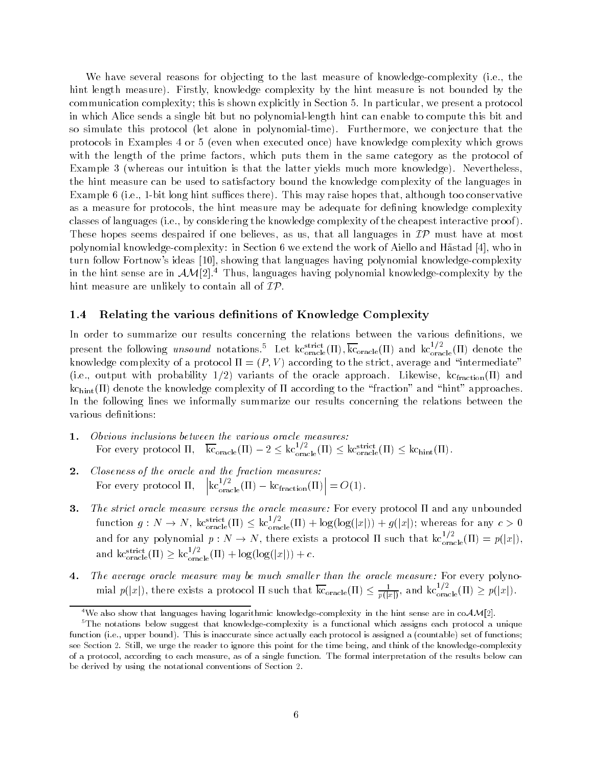We have several reasons for objecting to the last measure of knowledge-complexity (i.e., the hint length measure). Firstly, knowledge complexity by the hint measure is not bounded by the communication complexity; this is shown explicitly in Section 5. In particular, we present a protocol in which Alice sends a single bit but no polynomial-length hint can enable to compute this bit and so simulate this protocol (let alone in polynomial-time). Furthermore, we conjecture that the protocols in Examples 4 or 5 (even when executed once) have knowledge complexity which grows with the length of the prime factors, which puts them in the same category as the protocol of Example 3 (whereas our intuition is that the latter yields much more knowledge). Nevertheless, the hint measure can be used to satisfactory bound the knowledge complexity of the languages in Example 6 (i.e., 1-bit long hint suffices there). This may raise hopes that, although too conservative as a measure for protocols, the hint measure may be adequate for defining knowledge complexity classes of languages (i.e., by considering the knowledge complexity of the cheapest interactive proof). These hopes seems despaired if one believes, as us, that all languages in $\mathcal{IP}$ must have at most polynomial knowledge-complexity: in Section 6 we extend the work of Aiello and Håstad [4], who in turn follow Fortnow's ideas [10], showing that languages having polynomial knowledge-complexity in the hint sense are in $\mathcal{AM}[2]$.[4] Thus, languages having polynomial knowledge-complexity by the hint measure are unlikely to contain all of $\mathcal{IP}$.

### 1.4 Relating the various definitions of Knowledge Complexity

In order to summarize our results concerning the relations between the various definitions, we present the following *unsound* notations.[5] Let $\mathrm{kc}^{\mathrm{strict}}_{\mathrm{oracle}}(\Pi)$, $\overline{\mathrm{kc}}_{\mathrm{oracle}}(\Pi)$ and $\mathrm{kc}^{1/2}_{\mathrm{oracle}}(\Pi)$ denote the knowledge complexity of a protocol $\Pi = (P, V)$ according to the strict, average and "intermediate" (i.e., output with probability 1/2) variants of the oracle approach. Likewise, $\mathrm{kc}_{\mathrm{fraction}}(\Pi)$ and $\mathrm{kc}_{\mathrm{hint}}(\Pi)$ denote the knowledge complexity of $\Pi$ according to the "fraction" and "hint" approaches. In the following lines we informally summarize our results concerning the relations between the various definitions:

1. *Obvious inclusions between the various oracle measures:*
   For every protocol $\Pi$, $\overline{\mathrm{kc}}_{\mathrm{oracle}}(\Pi) - 2 \leq \mathrm{kc}^{1/2}_{\mathrm{oracle}}(\Pi) \leq \mathrm{kc}^{\mathrm{strict}}_{\mathrm{oracle}}(\Pi) \leq \mathrm{kc}_{\mathrm{hint}}(\Pi)$.

2. *Closeness of the oracle and the fraction measures:*
   For every protocol $\Pi$, $\left|\mathrm{kc}^{1/2}_{\mathrm{oracle}}(\Pi) - \mathrm{kc}_{\mathrm{fraction}}(\Pi)\right| = O(1)$.

3. *The strict oracle measure versus the oracle measure:* For every protocol $\Pi$ and any unbounded function $g : N \to N$, $\mathrm{kc}^{\mathrm{strict}}_{\mathrm{oracle}}(\Pi) \leq \mathrm{kc}^{1/2}_{\mathrm{oracle}}(\Pi) + \log(\log(|x|)) + g(|x|)$; whereas for any $c > 0$ and for any polynomial $p : N \to N$, there exists a protocol $\Pi$ such that $\mathrm{kc}^{1/2}_{\mathrm{oracle}}(\Pi) = p(|x|)$, and $\mathrm{kc}^{\mathrm{strict}}_{\mathrm{oracle}}(\Pi) \geq \mathrm{kc}^{1/2}_{\mathrm{oracle}}(\Pi) + \log(\log(|x|)) + c$.

4. *The average oracle measure may be much smaller than the oracle measure:* For every polynomial $p(|x|)$, there exists a protocol $\Pi$ such that $\overline{\mathrm{kc}}_{\mathrm{oracle}}(\Pi) \leq \frac{1}{p(|x|)}$, and $\mathrm{kc}^{1/2}_{\mathrm{oracle}}(\Pi) \geq p(|x|)$.

[4] We also show that languages having logarithmic knowledge-complexity in the hint sense are in co$\mathcal{AM}[2]$.

[5] The notations below suggest that knowledge-complexity is a functional which assigns each protocol a unique function (i.e., upper bound). This is inaccurate since actually each protocol is assigned a (countable) set of functions; see Section 2. Still, we urge the reader to ignore this point for the time being, and think of the knowledge-complexity of a protocol, according to each measure, as of a single function. The formal interpretation of the results below can be derived by using the notational conventions of Section 2.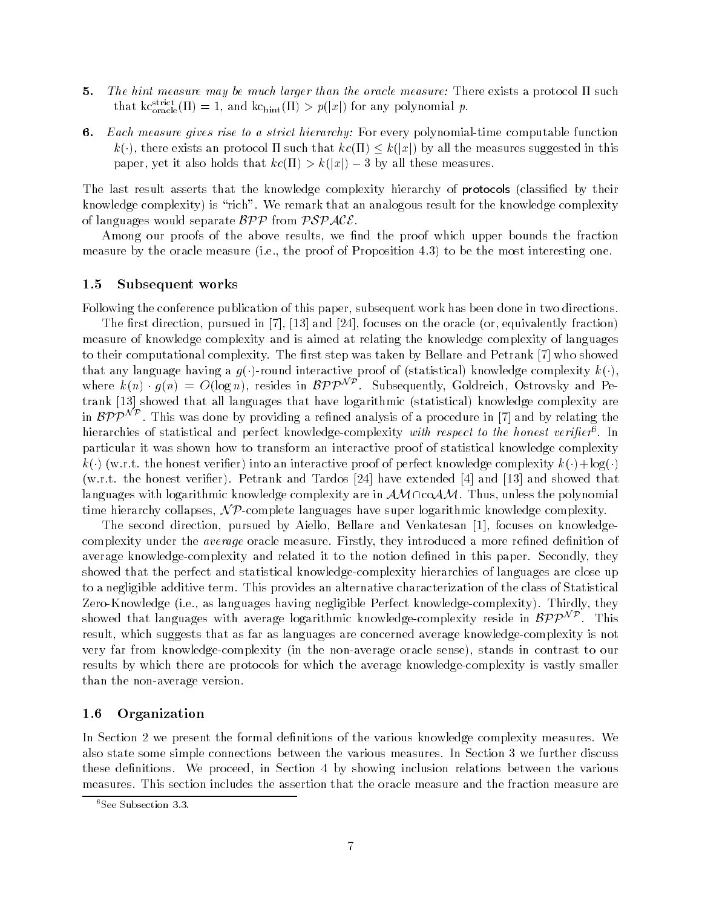5. *The hint measure may be much larger than the oracle measure:* There exists a protocol $\Pi$ such that $\mathrm{kc}^{\mathrm{strict}}_{\mathrm{oracle}}(\Pi) = 1$, and $\mathrm{kc}_{\mathrm{hint}}(\Pi) > p(|x|)$ for any polynomial $p$.

6. *Each measure gives rise to a strict hierarchy:* For every polynomial-time computable function $k(\cdot)$, there exists an protocol $\Pi$ such that $kc(\Pi) \leq k(|x|)$ by all the measures suggested in this paper, yet it also holds that $kc(\Pi) > k(|x|) - 3$ by all these measures.

The last result asserts that the knowledge complexity hierarchy of protocols (classified by their knowledge complexity) is "rich". We remark that an analogous result for the knowledge complexity of languages would separate $\mathcal{BPP}$ from $\mathcal{PSPACE}$.

Among our proofs of the above results, we find the proof which upper bounds the fraction measure by the oracle measure (i.e., the proof of Proposition 4.3) to be the most interesting one.

### 1.5 Subsequent works

Following the conference publication of this paper, subsequent work has been done in two directions.

The first direction, pursued in [7], [13] and [24], focuses on the oracle (or, equivalently fraction) measure of knowledge complexity and is aimed at relating the knowledge complexity of languages to their computational complexity. The first step was taken by Bellare and Petrank [7] who showed that any language having a $g(\cdot)$-round interactive proof of (statistical) knowledge complexity $k(\cdot)$, where $k(n) \cdot g(n) = O(\log n)$, resides in $\mathcal{BPP}^{\mathcal{NP}}$. Subsequently, Goldreich, Ostrovsky and Petrank [13] showed that all languages that have logarithmic (statistical) knowledge complexity are in $\mathcal{BPP}^{\mathcal{NP}}$. This was done by providing a refined analysis of a procedure in [7] and by relating the hierarchies of statistical and perfect knowledge-complexity *with respect to the honest verifier*[6]. In particular it was shown how to transform an interactive proof of statistical knowledge complexity $k(\cdot)$ (w.r.t. the honest verifier) into an interactive proof of perfect knowledge complexity $k(\cdot)+\log(\cdot)$ (w.r.t. the honest verifier). Petrank and Tardos [24] have extended [4] and [13] and showed that languages with logarithmic knowledge complexity are in $\mathcal{AM} \cap \mathrm{co}\mathcal{AM}$. Thus, unless the polynomial time hierarchy collapses, $\mathcal{NP}$-complete languages have super logarithmic knowledge complexity.

The second direction, pursued by Aiello, Bellare and Venkatesan [1], focuses on knowledge-complexity under the *average* oracle measure. Firstly, they introduced a more refined definition of average knowledge-complexity and related it to the notion defined in this paper. Secondly, they showed that the perfect and statistical knowledge-complexity hierarchies of languages are close up to a negligible additive term. This provides an alternative characterization of the class of Statistical Zero-Knowledge (i.e., as languages having negligible Perfect knowledge-complexity). Thirdly, they showed that languages with average logarithmic knowledge-complexity reside in $\mathcal{BPP}^{\mathcal{NP}}$. This result, which suggests that as far as languages are concerned average knowledge-complexity is not very far from knowledge-complexity (in the non-average oracle sense), stands in contrast to our results by which there are protocols for which the average knowledge-complexity is vastly smaller than the non-average version.

### 1.6 Organization

In Section 2 we present the formal definitions of the various knowledge complexity measures. We also state some simple connections between the various measures. In Section 3 we further discuss these definitions. We proceed, in Section 4 by showing inclusion relations between the various measures. This section includes the assertion that the oracle measure and the fraction measure are

[6] See Subsection 3.3.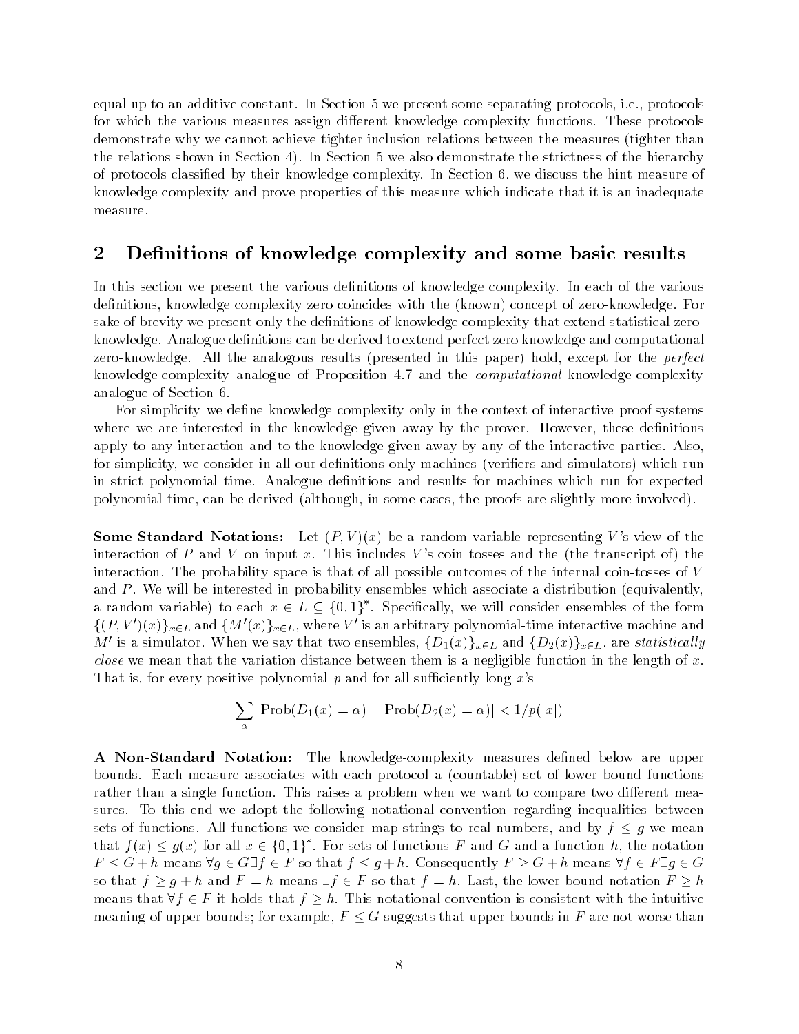equal up to an additive constant. In Section 5 we present some separating protocols, i.e., protocols for which the various measures assign different knowledge complexity functions. These protocols demonstrate why we cannot achieve tighter inclusion relations between the measures (tighter than the relations shown in Section 4). In Section 5 we also demonstrate the strictness of the hierarchy of protocols classified by their knowledge complexity. In Section 6, we discuss the hint measure of knowledge complexity and prove properties of this measure which indicate that it is an inadequate measure.

## 2 Definitions of knowledge complexity and some basic results

In this section we present the various definitions of knowledge complexity. In each of the various definitions, knowledge complexity zero coincides with the (known) concept of zero-knowledge. For sake of brevity we present only the definitions of knowledge complexity that extend statistical zero-knowledge. Analogue definitions can be derived to extend perfect zero knowledge and computational zero-knowledge. All the analogous results (presented in this paper) hold, except for the *perfect* knowledge-complexity analogue of Proposition 4.7 and the *computational* knowledge-complexity analogue of Section 6.

For simplicity we define knowledge complexity only in the context of interactive proof systems where we are interested in the knowledge given away by the prover. However, these definitions apply to any interaction and to the knowledge given away by any of the interactive parties. Also, for simplicity, we consider in all our definitions only machines (verifiers and simulators) which run in strict polynomial time. Analogue definitions and results for machines which run for expected polynomial time, can be derived (although, in some cases, the proofs are slightly more involved).

**Some Standard Notations:** Let $(P, V)(x)$ be a random variable representing $V$'s view of the interaction of $P$ and $V$ on input $x$. This includes $V$'s coin tosses and the (the transcript of) the interaction. The probability space is that of all possible outcomes of the internal coin-tosses of $V$ and $P$. We will be interested in probability ensembles which associate a distribution (equivalently, a random variable) to each $x \in L \subseteq \{0,1\}^*$. Specifically, we will consider ensembles of the form $\{(P, V')(x)\}_{x \in L}$ and $\{M'(x)\}_{x \in L}$, where $V'$ is an arbitrary polynomial-time interactive machine and $M'$ is a simulator. When we say that two ensembles, $\{D_1(x)\}_{x \in L}$ and $\{D_2(x)\}_{x \in L}$, are *statistically close* we mean that the variation distance between them is a negligible function in the length of $x$. That is, for every positive polynomial $p$ and for all sufficiently long $x$'s

$$\sum_{\alpha} |\text{Prob}(D_1(x) = \alpha) - \text{Prob}(D_2(x) = \alpha)| < 1/p(|x|)$$

**A Non-Standard Notation:** The knowledge-complexity measures defined below are upper bounds. Each measure associates with each protocol a (countable) set of lower bound functions rather than a single function. This raises a problem when we want to compare two different measures. To this end we adopt the following notational convention regarding inequalities between sets of functions. All functions we consider map strings to real numbers, and by $f \leq g$ we mean that $f(x) \leq g(x)$ for all $x \in \{0,1\}^*$. For sets of functions $F$ and $G$ and a function $h$, the notation $F \leq G + h$ means $\forall g \in G \exists f \in F$ so that $f \leq g + h$. Consequently $F \geq G + h$ means $\forall f \in F \exists g \in G$ so that $f \geq g + h$ and $F = h$ means $\exists f \in F$ so that $f = h$. Last, the lower bound notation $F \geq h$ means that $\forall f \in F$ it holds that $f \geq h$. This notational convention is consistent with the intuitive meaning of upper bounds; for example, $F \leq G$ suggests that upper bounds in $F$ are not worse than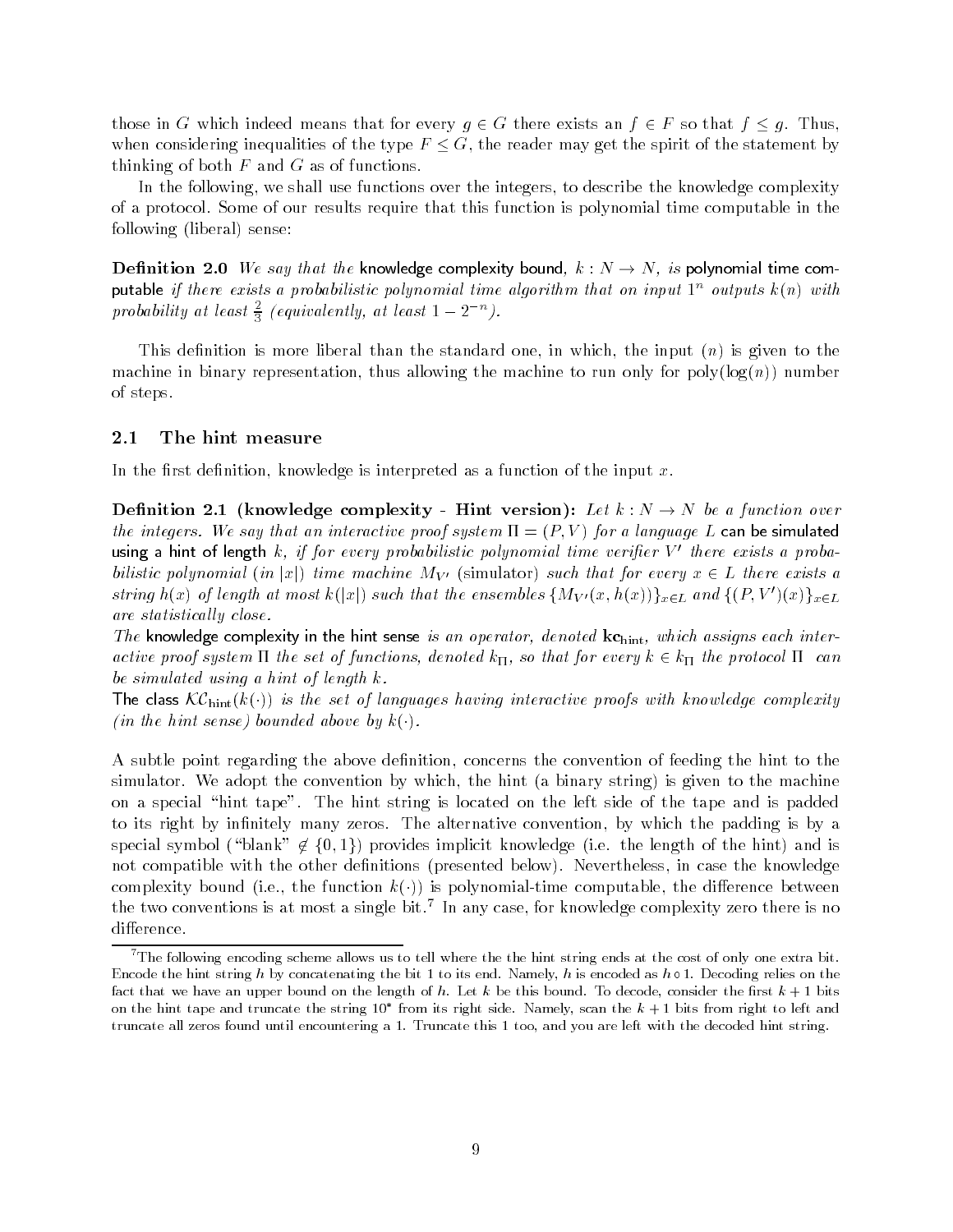those in $G$ which indeed means that for every $g \in G$ there exists an $f \in F$ so that $f \leq g$. Thus, when considering inequalities of the type $F \leq G$, the reader may get the spirit of the statement by thinking of both $F$ and $G$ as of functions.

In the following, we shall use functions over the integers, to describe the knowledge complexity of a protocol. Some of our results require that this function is polynomial time computable in the following (liberal) sense:

**Definition 2.0** *We say that the* knowledge complexity bound, $k : N \to N$, *is* polynomial time computable *if there exists a probabilistic polynomial time algorithm that on input* $1^n$ *outputs* $k(n)$ *with probability at least* $\frac{2}{3}$ *(equivalently, at least* $1 - 2^{-n}$*).*

This definition is more liberal than the standard one, in which, the input ($n$) is given to the machine in binary representation, thus allowing the machine to run only for poly($\log(n)$) number of steps.

## 2.1 The hint measure

In the first definition, knowledge is interpreted as a function of the input $x$.

**Definition 2.1 (knowledge complexity - Hint version):** *Let* $k : N \to N$ *be a function over the integers. We say that an interactive proof system* $\Pi = (P, V)$ *for a language* $L$ can be simulated using a hint of length $k$, *if for every probabilistic polynomial time verifier* $V'$ *there exists a probabilistic polynomial (in* $|x|$*) time machine* $M_{V'}$ *(simulator) such that for every* $x \in L$ *there exists a string* $h(x)$ *of length at most* $k(|x|)$ *such that the ensembles* $\{M_{V'}(x, h(x))\}_{x \in L}$ *and* $\{(P, V')(x)\}_{x \in L}$ *are statistically close.*

*The* knowledge complexity in the hint sense *is an operator, denoted* $\mathbf{kc}_{\text{hint}}$, *which assigns each interactive proof system* $\Pi$ *the set of functions, denoted* $k_\Pi$, *so that for every* $k \in k_\Pi$ *the protocol* $\Pi$ *can be simulated using a hint of length* $k$.

The class $\mathcal{KC}_{\text{hint}}(k(\cdot))$ *is the set of languages having interactive proofs with knowledge complexity (in the hint sense) bounded above by* $k(\cdot)$.

A subtle point regarding the above definition, concerns the convention of feeding the hint to the simulator. We adopt the convention by which, the hint (a binary string) is given to the machine on a special "hint tape". The hint string is located on the left side of the tape and is padded to its right by infinitely many zeros. The alternative convention, by which the padding is by a special symbol ("blank" $\notin \{0, 1\}$) provides implicit knowledge (i.e. the length of the hint) and is not compatible with the other definitions (presented below). Nevertheless, in case the knowledge complexity bound (i.e., the function $k(\cdot)$) is polynomial-time computable, the difference between the two conventions is at most a single bit.[7] In any case, for knowledge complexity zero there is no difference.

[7] The following encoding scheme allows us to tell where the the hint string ends at the cost of only one extra bit. Encode the hint string $h$ by concatenating the bit 1 to its end. Namely, $h$ is encoded as $h \circ 1$. Decoding relies on the fact that we have an upper bound on the length of $h$. Let $k$ be this bound. To decode, consider the first $k+1$ bits on the hint tape and truncate the string $10^*$ from its right side. Namely, scan the $k+1$ bits from right to left and truncate all zeros found until encountering a 1. Truncate this 1 too, and you are left with the decoded hint string.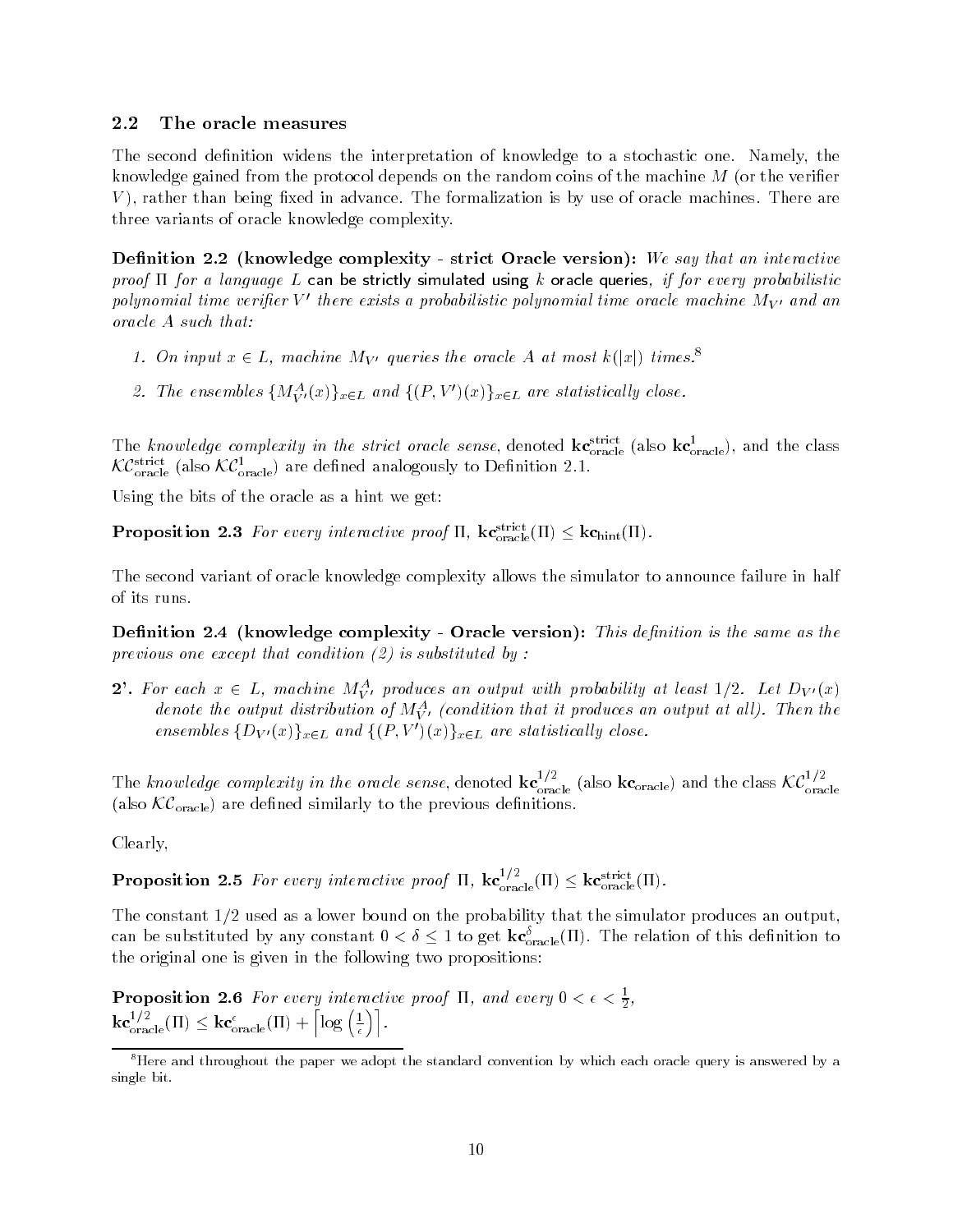### 2.2 The oracle measures

The second definition widens the interpretation of knowledge to a stochastic one. Namely, the knowledge gained from the protocol depends on the random coins of the machine $M$ (or the verifier $V$), rather than being fixed in advance. The formalization is by use of oracle machines. There are three variants of oracle knowledge complexity.

**Definition 2.2 (knowledge complexity - strict Oracle version):** *We say that an interactive proof* $\Pi$ *for a language* $L$ can be strictly simulated using $k$ oracle queries, *if for every probabilistic polynomial time verifier* $V'$ *there exists a probabilistic polynomial time oracle machine* $M_{V'}$ *and an oracle* $A$ *such that:*

1. *On input* $x \in L$*, machine* $M_{V'}$ *queries the oracle* $A$ *at most* $k(|x|)$ *times.*[8]
2. *The ensembles* $\{M_{V'}^{A}(x)\}_{x\in L}$ *and* $\{(P,V')(x)\}_{x\in L}$ *are statistically close.*

The *knowledge complexity in the strict oracle sense*, denoted $\mathbf{kc}_{\text{oracle}}^{\text{strict}}$ (also $\mathbf{kc}_{\text{oracle}}^{1}$), and the class $\mathcal{KC}_{\text{oracle}}^{\text{strict}}$ (also $\mathcal{KC}_{\text{oracle}}^{1}$) are defined analogously to Definition 2.1.

Using the bits of the oracle as a hint we get:

**Proposition 2.3** *For every interactive proof* $\Pi$*,* $\mathbf{kc}_{\text{oracle}}^{\text{strict}}(\Pi) \le \mathbf{kc}_{\text{hint}}(\Pi)$*.*

The second variant of oracle knowledge complexity allows the simulator to announce failure in half of its runs.

**Definition 2.4 (knowledge complexity - Oracle version):** *This definition is the same as the previous one except that condition (2) is substituted by :*

**2'.** *For each* $x \in L$*, machine* $M_{V'}^{A}$ *produces an output with probability at least 1/2. Let* $D_{V'}(x)$ *denote the output distribution of* $M_{V'}^{A}$ *(condition that it produces an output at all). Then the ensembles* $\{D_{V'}(x)\}_{x\in L}$ *and* $\{(P,V')(x)\}_{x\in L}$ *are statistically close.*

The *knowledge complexity in the oracle sense*, denoted $\mathbf{kc}_{\text{oracle}}^{1/2}$ (also $\mathbf{kc}_{\text{oracle}}$) and the class $\mathcal{KC}_{\text{oracle}}^{1/2}$ (also $\mathcal{KC}_{\text{oracle}}$) are defined similarly to the previous definitions.

Clearly,

**Proposition 2.5** *For every interactive proof* $\Pi$*,* $\mathbf{kc}_{\text{oracle}}^{1/2}(\Pi) \le \mathbf{kc}_{\text{oracle}}^{\text{strict}}(\Pi)$*.*

The constant 1/2 used as a lower bound on the probability that the simulator produces an output, can be substituted by any constant $0 < \delta \le 1$ to get $\mathbf{kc}_{\text{oracle}}^{\delta}(\Pi)$. The relation of this definition to the original one is given in the following two propositions:

**Proposition 2.6** *For every interactive proof* $\Pi$*, and every* $0 < \epsilon < \frac{1}{2}$*,*
$\mathbf{kc}_{\text{oracle}}^{1/2}(\Pi) \le \mathbf{kc}_{\text{oracle}}^{\epsilon}(\Pi) + \left\lceil \log\left(\frac{1}{\epsilon}\right)\right\rceil$*.*

[8] Here and throughout the paper we adopt the standard convention by which each oracle query is answered by a single bit.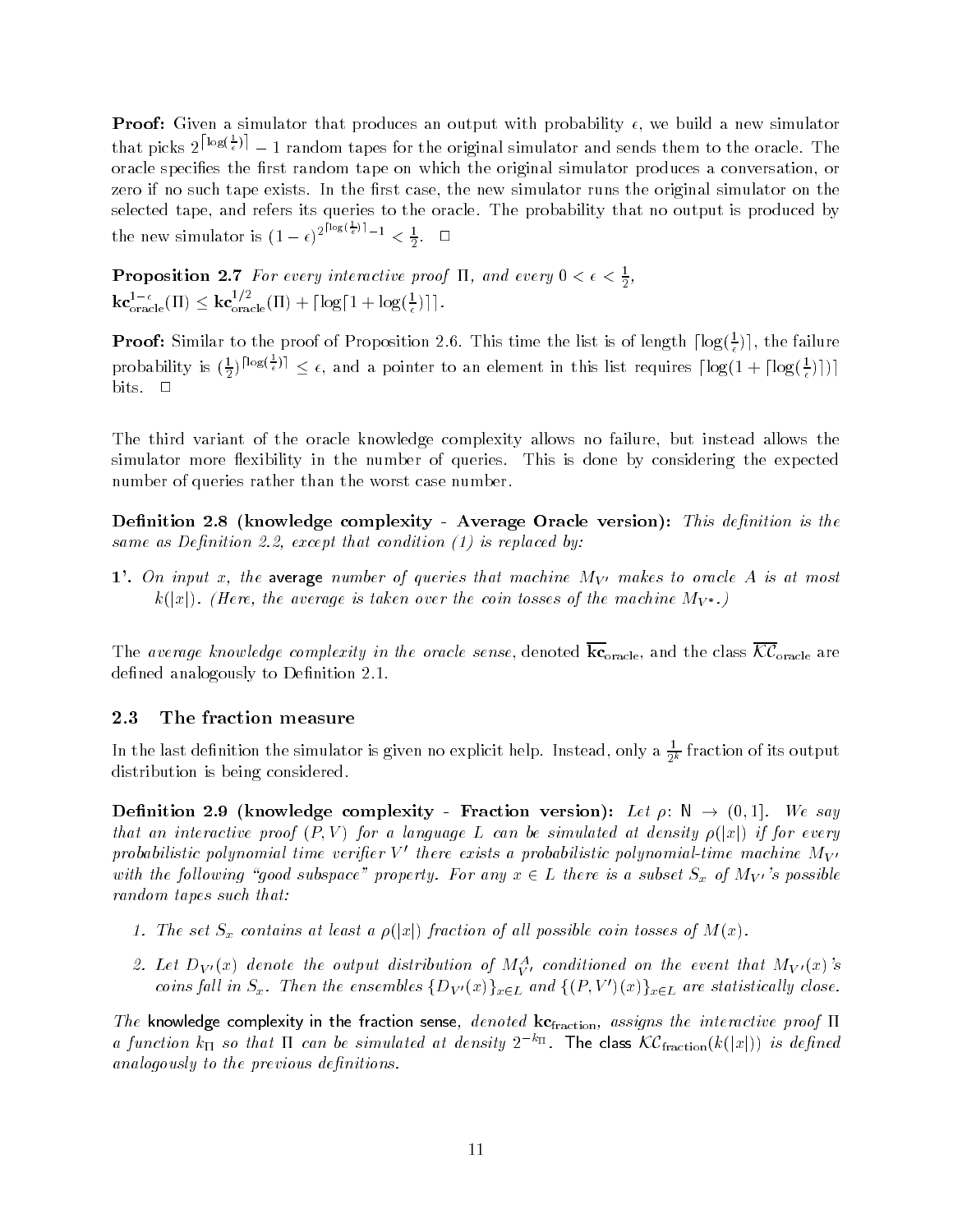**Proof:** Given a simulator that produces an output with probability $\epsilon$, we build a new simulator that picks $2^{\lceil \log(\frac{1}{\epsilon}) \rceil} - 1$ random tapes for the original simulator and sends them to the oracle. The oracle specifies the first random tape on which the original simulator produces a conversation, or zero if no such tape exists. In the first case, the new simulator runs the original simulator on the selected tape, and refers its queries to the oracle. The probability that no output is produced by the new simulator is $(1-\epsilon)^{2^{\lceil \log(\frac{1}{\epsilon}) \rceil}-1} < \frac{1}{2}$. $\Box$

**Proposition 2.7** *For every interactive proof $\Pi$, and every $0 < \epsilon < \frac{1}{2}$,*
$\mathbf{kc}^{1-\epsilon}_{\text{oracle}}(\Pi) \leq \mathbf{kc}^{1/2}_{\text{oracle}}(\Pi) + \lceil \log \lceil 1 + \log(\frac{1}{\epsilon}) \rceil \rceil$.

**Proof:** Similar to the proof of Proposition 2.6. This time the list is of length $\lceil \log(\frac{1}{\epsilon}) \rceil$, the failure probability is $(\frac{1}{2})^{\lceil \log(\frac{1}{\epsilon}) \rceil} \leq \epsilon$, and a pointer to an element in this list requires $\lceil \log(1 + \lceil \log(\frac{1}{\epsilon}) \rceil) \rceil$ bits. $\Box$

The third variant of the oracle knowledge complexity allows no failure, but instead allows the simulator more flexibility in the number of queries. This is done by considering the expected number of queries rather than the worst case number.

**Definition 2.8 (knowledge complexity - Average Oracle version):** *This definition is the same as Definition 2.2, except that condition (1) is replaced by:*

**1'.** *On input $x$, the* average *number of queries that machine $M_{V'}$ makes to oracle $A$ is at most $k(|x|)$. (Here, the average is taken over the coin tosses of the machine $M_{V^*}$.)*

The *average knowledge complexity in the oracle sense*, denoted $\overline{\mathbf{kc}}_{\text{oracle}}$, and the class $\overline{\mathcal{KC}}_{\text{oracle}}$ are defined analogously to Definition 2.1.

### 2.3 The fraction measure

In the last definition the simulator is given no explicit help. Instead, only a $\frac{1}{2^k}$ fraction of its output distribution is being considered.

**Definition 2.9 (knowledge complexity - Fraction version):** *Let $\rho \colon \mathbb{N} \to (0,1]$. We say that an interactive proof $(P,V)$ for a language $L$ can be simulated at density $\rho(|x|)$ if for every probabilistic polynomial time verifier $V'$ there exists a probabilistic polynomial-time machine $M_{V'}$ with the following "good subspace" property. For any $x \in L$ there is a subset $S_x$ of $M_{V'}$'s possible random tapes such that:*

1. *The set $S_x$ contains at least a $\rho(|x|)$ fraction of all possible coin tosses of $M(x)$.*
2. *Let $D_{V'}(x)$ denote the output distribution of $M^A_{V'}$ conditioned on the event that $M_{V'}(x)$'s coins fall in $S_x$. Then the ensembles $\{D_{V'}(x)\}_{x \in L}$ and $\{(P,V')(x)\}_{x \in L}$ are statistically close.*

*The* knowledge complexity in the fraction sense, *denoted $\mathbf{kc}_{\text{fraction}}$, assigns the interactive proof $\Pi$ a function $k_\Pi$ so that $\Pi$ can be simulated at density $2^{-k_\Pi}$.* The class *$\mathcal{KC}_{\text{fraction}}(k(|x|))$ is defined analogously to the previous definitions.*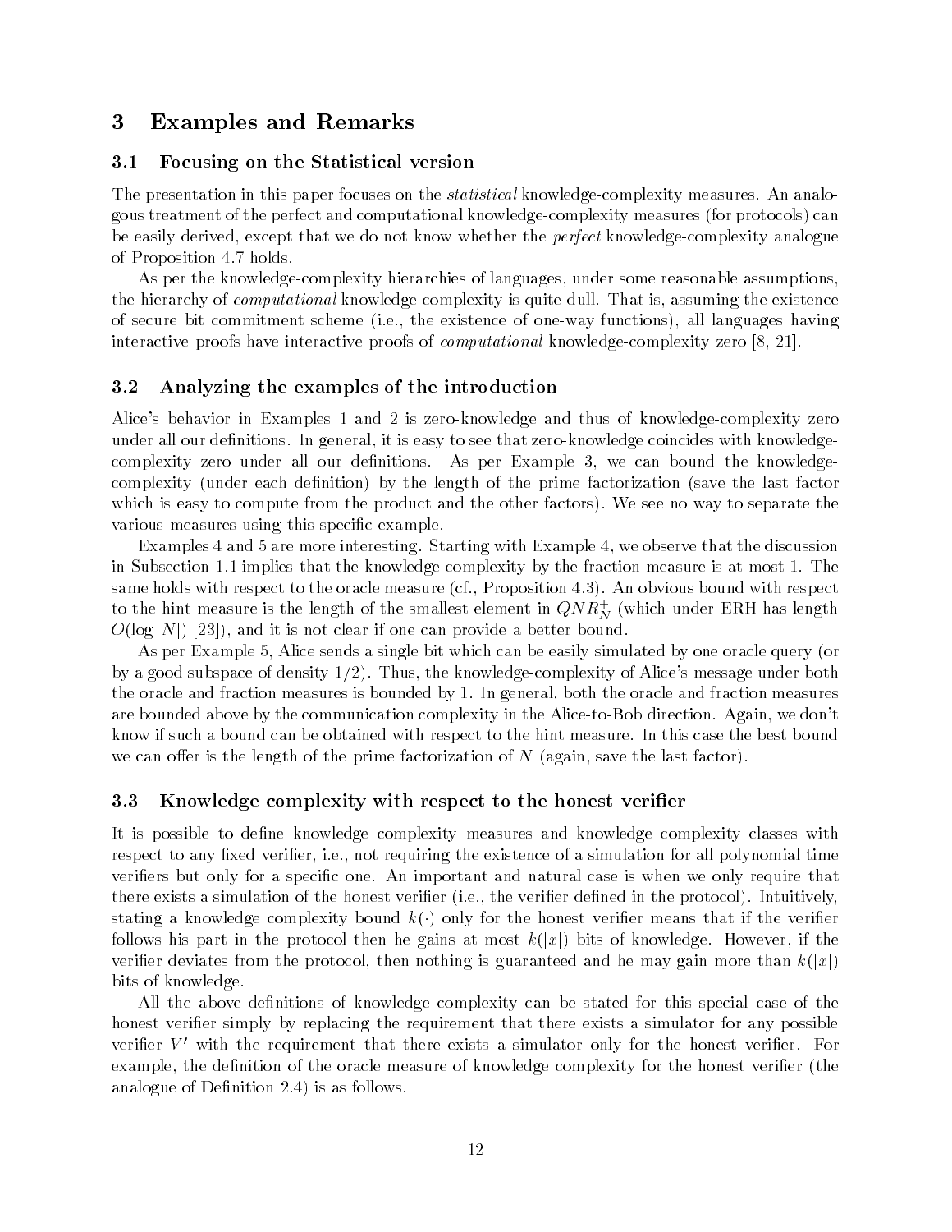## 3 Examples and Remarks

### 3.1 Focusing on the Statistical version

The presentation in this paper focuses on the *statistical* knowledge-complexity measures. An analogous treatment of the perfect and computational knowledge-complexity measures (for protocols) can be easily derived, except that we do not know whether the *perfect* knowledge-complexity analogue of Proposition 4.7 holds.

As per the knowledge-complexity hierarchies of languages, under some reasonable assumptions, the hierarchy of *computational* knowledge-complexity is quite dull. That is, assuming the existence of secure bit commitment scheme (i.e., the existence of one-way functions), all languages having interactive proofs have interactive proofs of *computational* knowledge-complexity zero [8, 21].

### 3.2 Analyzing the examples of the introduction

Alice's behavior in Examples 1 and 2 is zero-knowledge and thus of knowledge-complexity zero under all our definitions. In general, it is easy to see that zero-knowledge coincides with knowledge-complexity zero under all our definitions. As per Example 3, we can bound the knowledge-complexity (under each definition) by the length of the prime factorization (save the last factor which is easy to compute from the product and the other factors). We see no way to separate the various measures using this specific example.

Examples 4 and 5 are more interesting. Starting with Example 4, we observe that the discussion in Subsection 1.1 implies that the knowledge-complexity by the fraction measure is at most 1. The same holds with respect to the oracle measure (cf., Proposition 4.3). An obvious bound with respect to the hint measure is the length of the smallest element in $QNR_N^+$ (which under ERH has length $O(\log|N|)$ [23]), and it is not clear if one can provide a better bound.

As per Example 5, Alice sends a single bit which can be easily simulated by one oracle query (or by a good subspace of density 1/2). Thus, the knowledge-complexity of Alice's message under both the oracle and fraction measures is bounded by 1. In general, both the oracle and fraction measures are bounded above by the communication complexity in the Alice-to-Bob direction. Again, we don't know if such a bound can be obtained with respect to the hint measure. In this case the best bound we can offer is the length of the prime factorization of $N$ (again, save the last factor).

### 3.3 Knowledge complexity with respect to the honest verifier

It is possible to define knowledge complexity measures and knowledge complexity classes with respect to any fixed verifier, i.e., not requiring the existence of a simulation for all polynomial time verifiers but only for a specific one. An important and natural case is when we only require that there exists a simulation of the honest verifier (i.e., the verifier defined in the protocol). Intuitively, stating a knowledge complexity bound $k(\cdot)$ only for the honest verifier means that if the verifier follows his part in the protocol then he gains at most $k(|x|)$ bits of knowledge. However, if the verifier deviates from the protocol, then nothing is guaranteed and he may gain more than $k(|x|)$ bits of knowledge.

All the above definitions of knowledge complexity can be stated for this special case of the honest verifier simply by replacing the requirement that there exists a simulator for any possible verifier $V'$ with the requirement that there exists a simulator only for the honest verifier. For example, the definition of the oracle measure of knowledge complexity for the honest verifier (the analogue of Definition 2.4) is as follows.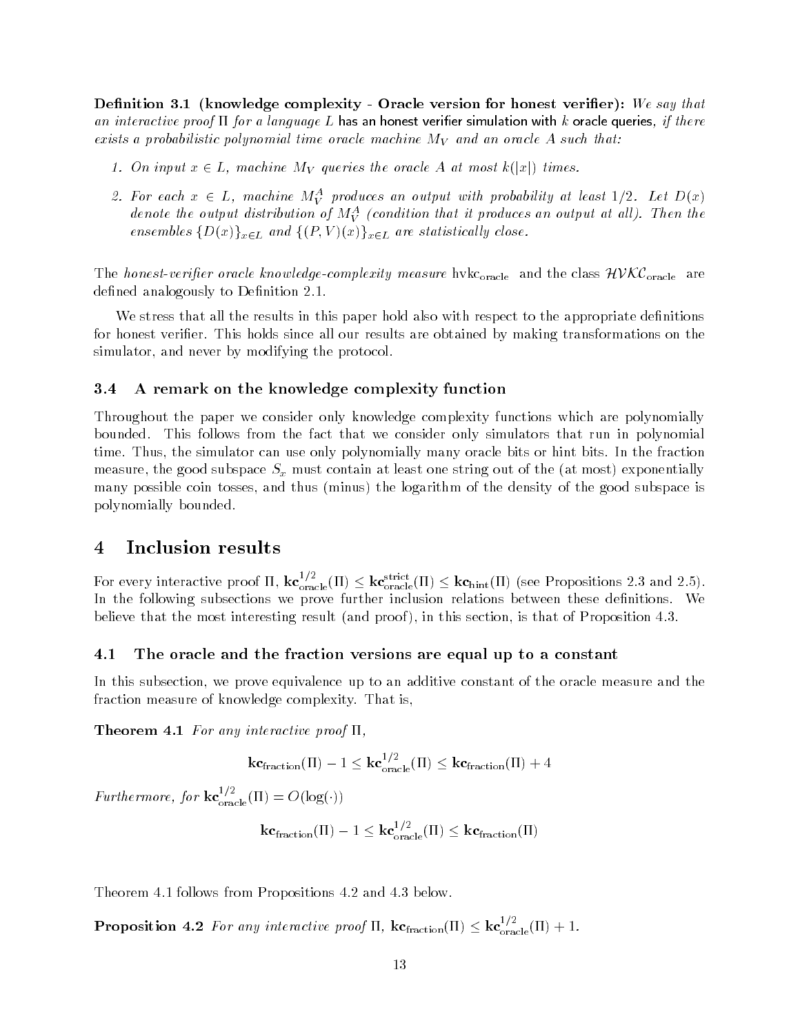**Definition 3.1 (knowledge complexity - Oracle version for honest verifier):** *We say that an interactive proof* $\Pi$ *for a language* $L$ has an honest verifier simulation with $k$ oracle queries, *if there exists a probabilistic polynomial time oracle machine* $M_V$ *and an oracle* $A$ *such that:*

1. *On input* $x \in L$, *machine* $M_V$ *queries the oracle* $A$ *at most* $k(|x|)$ *times.*
2. *For each* $x \in L$, *machine* $M_V^A$ *produces an output with probability at least 1/2. Let* $D(x)$ *denote the output distribution of* $M_V^A$ *(condition that it produces an output at all). Then the ensembles* $\{D(x)\}_{x \in L}$ *and* $\{(P, V)(x)\}_{x \in L}$ *are statistically close.*

The *honest-verifier oracle knowledge-complexity measure* $\text{hvkc}_{\text{oracle}}$ and the class $\mathcal{HVKC}_{\text{oracle}}$ are defined analogously to Definition 2.1.

We stress that all the results in this paper hold also with respect to the appropriate definitions for honest verifier. This holds since all our results are obtained by making transformations on the simulator, and never by modifying the protocol.

### 3.4 A remark on the knowledge complexity function

Throughout the paper we consider only knowledge complexity functions which are polynomially bounded. This follows from the fact that we consider only simulators that run in polynomial time. Thus, the simulator can use only polynomially many oracle bits or hint bits. In the fraction measure, the good subspace $S_x$ must contain at least one string out of the (at most) exponentially many possible coin tosses, and thus (minus) the logarithm of the density of the good subspace is polynomially bounded.

## 4 Inclusion results

For every interactive proof $\Pi$, $\mathbf{kc}_{\text{oracle}}^{1/2}(\Pi) \leq \mathbf{kc}_{\text{oracle}}^{\text{strict}}(\Pi) \leq \mathbf{kc}_{\text{hint}}(\Pi)$ (see Propositions 2.3 and 2.5). In the following subsections we prove further inclusion relations between these definitions. We believe that the most interesting result (and proof), in this section, is that of Proposition 4.3.

### 4.1 The oracle and the fraction versions are equal up to a constant

In this subsection, we prove equivalence up to an additive constant of the oracle measure and the fraction measure of knowledge complexity. That is,

**Theorem 4.1** *For any interactive proof* $\Pi$,

$$\mathbf{kc}_{\text{fraction}}(\Pi) - 1 \leq \mathbf{kc}_{\text{oracle}}^{1/2}(\Pi) \leq \mathbf{kc}_{\text{fraction}}(\Pi) + 4$$

*Furthermore, for* $\mathbf{kc}_{\text{oracle}}^{1/2}(\Pi) = O(\log(\cdot))$

$$\mathbf{kc}_{\text{fraction}}(\Pi) - 1 \leq \mathbf{kc}_{\text{oracle}}^{1/2}(\Pi) \leq \mathbf{kc}_{\text{fraction}}(\Pi)$$

Theorem 4.1 follows from Propositions 4.2 and 4.3 below.

**Proposition 4.2** *For any interactive proof* $\Pi$, $\mathbf{kc}_{\text{fraction}}(\Pi) \leq \mathbf{kc}_{\text{oracle}}^{1/2}(\Pi) + 1$.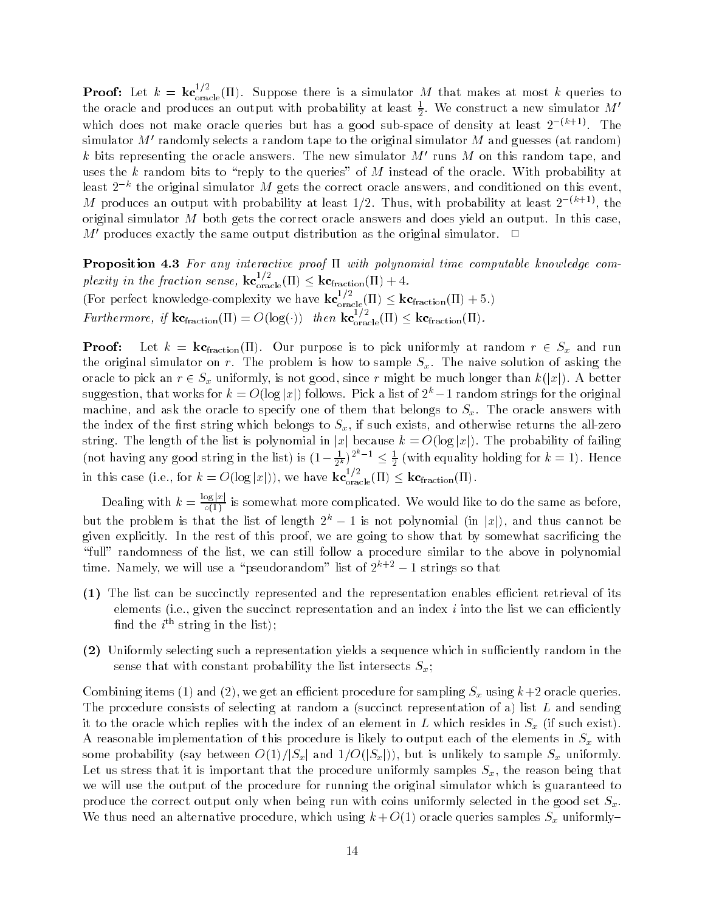**Proof:** Let $k = \mathbf{kc}^{1/2}_{\text{oracle}}(\Pi)$. Suppose there is a simulator $M$ that makes at most $k$ queries to the oracle and produces an output with probability at least $\frac{1}{2}$. We construct a new simulator $M'$ which does not make oracle queries but has a good sub-space of density at least $2^{-(k+1)}$. The simulator $M'$ randomly selects a random tape to the original simulator $M$ and guesses (at random) $k$ bits representing the oracle answers. The new simulator $M'$ runs $M$ on this random tape, and uses the $k$ random bits to "reply to the queries" of $M$ instead of the oracle. With probability at least $2^{-k}$ the original simulator $M$ gets the correct oracle answers, and conditioned on this event, $M$ produces an output with probability at least $1/2$. Thus, with probability at least $2^{-(k+1)}$, the original simulator $M$ both gets the correct oracle answers and does yield an output. In this case, $M'$ produces exactly the same output distribution as the original simulator. $\Box$

**Proposition 4.3** *For any interactive proof $\Pi$ with polynomial time computable knowledge complexity in the fraction sense, $\mathbf{kc}^{1/2}_{\text{oracle}}(\Pi) \leq \mathbf{kc}_{\text{fraction}}(\Pi) + 4$.*
(For perfect knowledge-complexity we have $\mathbf{kc}^{1/2}_{\text{oracle}}(\Pi) \leq \mathbf{kc}_{\text{fraction}}(\Pi) + 5$.)
*Furthermore, if $\mathbf{kc}_{\text{fraction}}(\Pi) = O(\log(\cdot))$ then $\mathbf{kc}^{1/2}_{\text{oracle}}(\Pi) \leq \mathbf{kc}_{\text{fraction}}(\Pi)$.*

**Proof:** Let $k = \mathbf{kc}_{\text{fraction}}(\Pi)$. Our purpose is to pick uniformly at random $r \in S_x$ and run the original simulator on $r$. The problem is how to sample $S_x$. The naive solution of asking the oracle to pick an $r \in S_x$ uniformly, is not good, since $r$ might be much longer than $k(|x|)$. A better suggestion, that works for $k = O(\log |x|)$ follows. Pick a list of $2^k - 1$ random strings for the original machine, and ask the oracle to specify one of them that belongs to $S_x$. The oracle answers with the index of the first string which belongs to $S_x$, if such exists, and otherwise returns the all-zero string. The length of the list is polynomial in $|x|$ because $k = O(\log |x|)$. The probability of failing (not having any good string in the list) is $(1 - \frac{1}{2^k})^{2^k - 1} \leq \frac{1}{2}$ (with equality holding for $k = 1$). Hence in this case (i.e., for $k = O(\log |x|)$), we have $\mathbf{kc}^{1/2}_{\text{oracle}}(\Pi) \leq \mathbf{kc}_{\text{fraction}}(\Pi)$.

Dealing with $k = \frac{\log |x|}{o(1)}$ is somewhat more complicated. We would like to do the same as before, but the problem is that the list of length $2^k - 1$ is not polynomial (in $|x|$), and thus cannot be given explicitly. In the rest of this proof, we are going to show that by somewhat sacrificing the "full" randomness of the list, we can still follow a procedure similar to the above in polynomial time. Namely, we will use a "pseudorandom" list of $2^{k+2} - 1$ strings so that

**(1)** The list can be succinctly represented and the representation enables efficient retrieval of its elements (i.e., given the succinct representation and an index $i$ into the list we can efficiently find the $i^{\text{th}}$ string in the list);

**(2)** Uniformly selecting such a representation yields a sequence which in sufficiently random in the sense that with constant probability the list intersects $S_x$;

Combining items (1) and (2), we get an efficient procedure for sampling $S_x$ using $k+2$ oracle queries. The procedure consists of selecting at random a (succinct representation of a) list $L$ and sending it to the oracle which replies with the index of an element in $L$ which resides in $S_x$ (if such exist). A reasonable implementation of this procedure is likely to output each of the elements in $S_x$ with some probability (say between $O(1)/|S_x|$ and $1/O(|S_x|)$), but is unlikely to sample $S_x$ uniformly. Let us stress that it is important that the procedure uniformly samples $S_x$, the reason being that we will use the output of the procedure for running the original simulator which is guaranteed to produce the correct output only when being run with coins uniformly selected in the good set $S_x$. We thus need an alternative procedure, which using $k + O(1)$ oracle queries samples $S_x$ uniformly–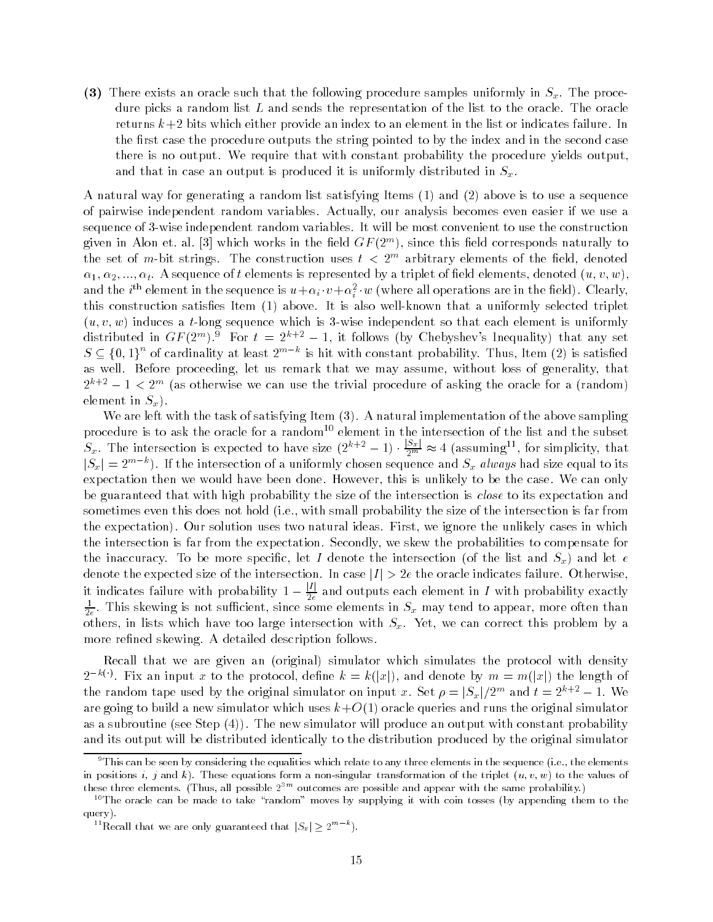**(3)** There exists an oracle such that the following procedure samples uniformly in $S_x$. The procedure picks a random list $L$ and sends the representation of the list to the oracle. The oracle returns $k+2$ bits which either provide an index to an element in the list or indicates failure. In the first case the procedure outputs the string pointed to by the index and in the second case there is no output. We require that with constant probability the procedure yields output, and that in case an output is produced it is uniformly distributed in $S_x$.

A natural way for generating a random list satisfying Items (1) and (2) above is to use a sequence of pairwise independent random variables. Actually, our analysis becomes even easier if we use a sequence of 3-wise independent random variables. It will be most convenient to use the construction given in Alon et. al. [3] which works in the field $GF(2^m)$, since this field corresponds naturally to the set of $m$-bit strings. The construction uses $t < 2^m$ arbitrary elements of the field, denoted $\alpha_1, \alpha_2, ..., \alpha_t$. A sequence of $t$ elements is represented by a triplet of field elements, denoted $(u, v, w)$, and the $i^{\text{th}}$ element in the sequence is $u + \alpha_i \cdot v + \alpha_i^2 \cdot w$ (where all operations are in the field). Clearly, this construction satisfies Item (1) above. It is also well-known that a uniformly selected triplet $(u, v, w)$ induces a $t$-long sequence which is 3-wise independent so that each element is uniformly distributed in $GF(2^m)$.[9] For $t = 2^{k+2} - 1$, it follows (by Chebyshev's Inequality) that any set $S \subseteq \{0,1\}^n$ of cardinality at least $2^{m-k}$ is hit with constant probability. Thus, Item (2) is satisfied as well. Before proceeding, let us remark that we may assume, without loss of generality, that $2^{k+2} - 1 < 2^m$ (as otherwise we can use the trivial procedure of asking the oracle for a (random) element in $S_x$).

We are left with the task of satisfying Item (3). A natural implementation of the above sampling procedure is to ask the oracle for a random[10] element in the intersection of the list and the subset $S_x$. The intersection is expected to have size $(2^{k+2} - 1) \cdot \frac{|S_x|}{2^m} \approx 4$ (assuming[11], for simplicity, that $|S_x| = 2^{m-k}$). If the intersection of a uniformly chosen sequence and $S_x$ *always* had size equal to its expectation then we would have been done. However, this is unlikely to be the case. We can only be guaranteed that with high probability the size of the intersection is *close* to its expectation and sometimes even this does not hold (i.e., with small probability the size of the intersection is far from the expectation). Our solution uses two natural ideas. First, we ignore the unlikely cases in which the intersection is far from the expectation. Secondly, we skew the probabilities to compensate for the inaccuracy. To be more specific, let $I$ denote the intersection (of the list and $S_x$) and let $e$ denote the expected size of the intersection. In case $|I| > 2e$ the oracle indicates failure. Otherwise, it indicates failure with probability $1 - \frac{|I|}{2e}$ and outputs each element in $I$ with probability exactly $\frac{1}{2e}$. This skewing is not sufficient, since some elements in $S_x$ may tend to appear, more often than others, in lists which have too large intersection with $S_x$. Yet, we can correct this problem by a more refined skewing. A detailed description follows.

Recall that we are given an (original) simulator which simulates the protocol with density $2^{-k(\cdot)}$. Fix an input $x$ to the protocol, define $k = k(|x|)$, and denote by $m = m(|x|)$ the length of the random tape used by the original simulator on input $x$. Set $\rho = |S_x|/2^m$ and $t = 2^{k+2} - 1$. We are going to build a new simulator which uses $k + O(1)$ oracle queries and runs the original simulator as a subroutine (see Step (4)). The new simulator will produce an output with constant probability and its output will be distributed identically to the distribution produced by the original simulator

---

[9] This can be seen by considering the equalities which relate to any three elements in the sequence (i.e., the elements in positions $i$, $j$ and $k$). These equations form a non-singular transformation of the triplet $(u, v, w)$ to the values of these three elements. (Thus, all possible $2^{3m}$ outcomes are possible and appear with the same probability.)

[10] The oracle can be made to take "random" moves by supplying it with coin tosses (by appending them to the query).

[11] Recall that we are only guaranteed that $|S_x| \geq 2^{m-k}$).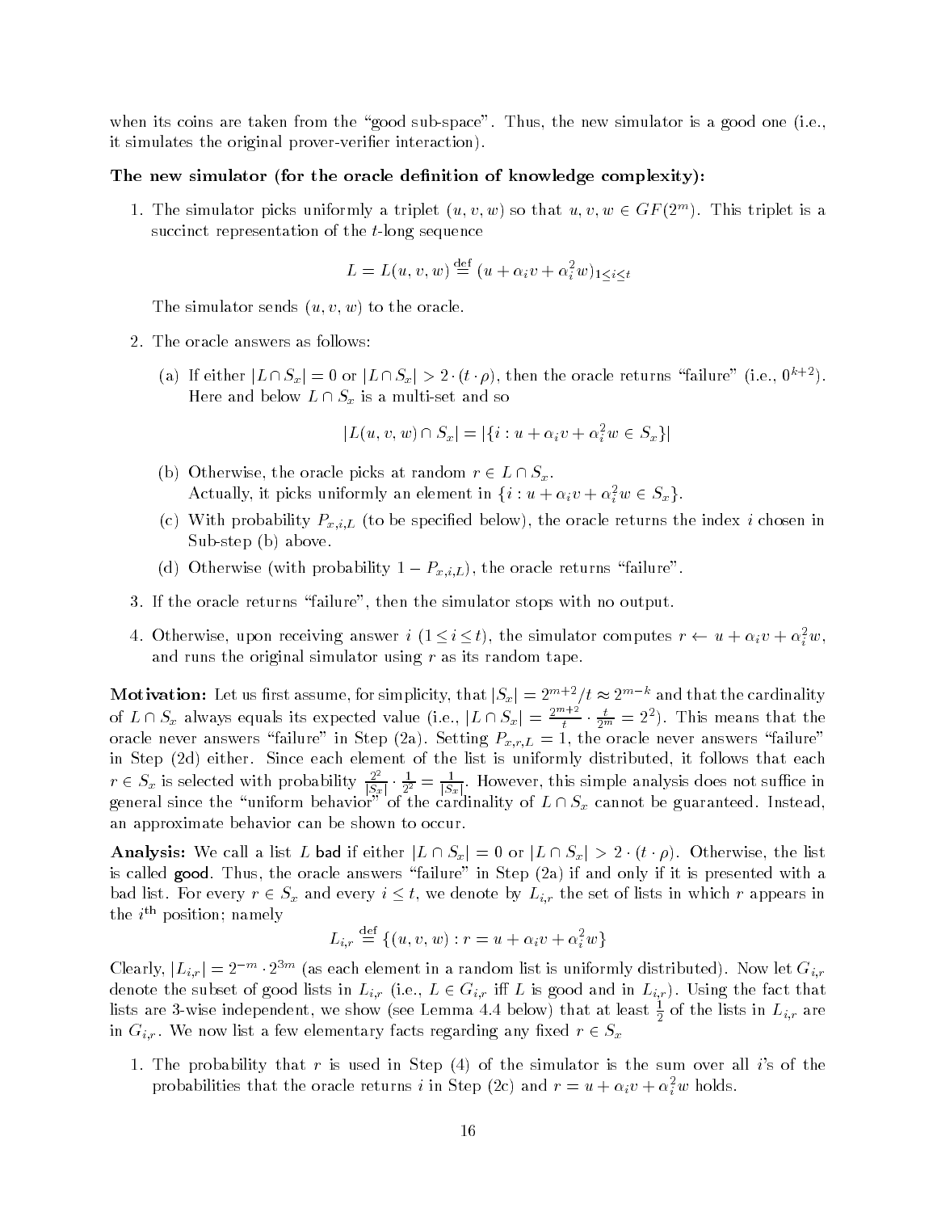when its coins are taken from the "good sub-space". Thus, the new simulator is a good one (i.e., it simulates the original prover-verifier interaction).

**The new simulator (for the oracle definition of knowledge complexity):**

1. The simulator picks uniformly a triplet $(u, v, w)$ so that $u, v, w \in GF(2^m)$. This triplet is a succinct representation of the $t$-long sequence

$$L = L(u, v, w) \stackrel{\text{def}}{=} (u + \alpha_i v + \alpha_i^2 w)_{1 \le i \le t}$$

The simulator sends $(u, v, w)$ to the oracle.

2. The oracle answers as follows:

   (a) If either $|L \cap S_x| = 0$ or $|L \cap S_x| > 2 \cdot (t \cdot \rho)$, then the oracle returns "failure" (i.e., $0^{k+2}$). Here and below $L \cap S_x$ is a multi-set and so

$$|L(u, v, w) \cap S_x| = |\{i : u + \alpha_i v + \alpha_i^2 w \in S_x\}|$$

   (b) Otherwise, the oracle picks at random $r \in L \cap S_x$.
   Actually, it picks uniformly an element in $\{i : u + \alpha_i v + \alpha_i^2 w \in S_x\}$.

   (c) With probability $P_{x,i,L}$ (to be specified below), the oracle returns the index $i$ chosen in Sub-step (b) above.

   (d) Otherwise (with probability $1 - P_{x,i,L}$), the oracle returns "failure".

3. If the oracle returns "failure", then the simulator stops with no output.

4. Otherwise, upon receiving answer $i$ ($1 \le i \le t$), the simulator computes $r \leftarrow u + \alpha_i v + \alpha_i^2 w$, and runs the original simulator using $r$ as its random tape.

**Motivation:** Let us first assume, for simplicity, that $|S_x| = 2^{m+2}/t \approx 2^{m-k}$ and that the cardinality of $L \cap S_x$ always equals its expected value (i.e., $|L \cap S_x| = \frac{2^{m+2}}{t} \cdot \frac{t}{2^m} = 2^2$). This means that the oracle never answers "failure" in Step (2a). Setting $P_{x,r,L} = 1$, the oracle never answers "failure" in Step (2d) either. Since each element of the list is uniformly distributed, it follows that each $r \in S_x$ is selected with probability $\frac{2^2}{|S_x|} \cdot \frac{1}{2^2} = \frac{1}{|S_x|}$. However, this simple analysis does not suffice in general since the "uniform behavior" of the cardinality of $L \cap S_x$ cannot be guaranteed. Instead, an approximate behavior can be shown to occur.

**Analysis:** We call a list $L$ **bad** if either $|L \cap S_x| = 0$ or $|L \cap S_x| > 2 \cdot (t \cdot \rho)$. Otherwise, the list is called **good**. Thus, the oracle answers "failure" in Step (2a) if and only if it is presented with a bad list. For every $r \in S_x$ and every $i \le t$, we denote by $L_{i,r}$ the set of lists in which $r$ appears in the $i^{\text{th}}$ position; namely

$$L_{i,r} \stackrel{\text{def}}{=} \{(u, v, w) : r = u + \alpha_i v + \alpha_i^2 w\}$$

Clearly, $|L_{i,r}| = 2^{-m} \cdot 2^{3m}$ (as each element in a random list is uniformly distributed). Now let $G_{i,r}$ denote the subset of good lists in $L_{i,r}$ (i.e., $L \in G_{i,r}$ iff $L$ is good and in $L_{i,r}$). Using the fact that lists are 3-wise independent, we show (see Lemma 4.4 below) that at least $\frac{1}{2}$ of the lists in $L_{i,r}$ are in $G_{i,r}$. We now list a few elementary facts regarding any fixed $r \in S_x$

1. The probability that $r$ is used in Step (4) of the simulator is the sum over all $i$'s of the probabilities that the oracle returns $i$ in Step (2c) and $r = u + \alpha_i v + \alpha_i^2 w$ holds.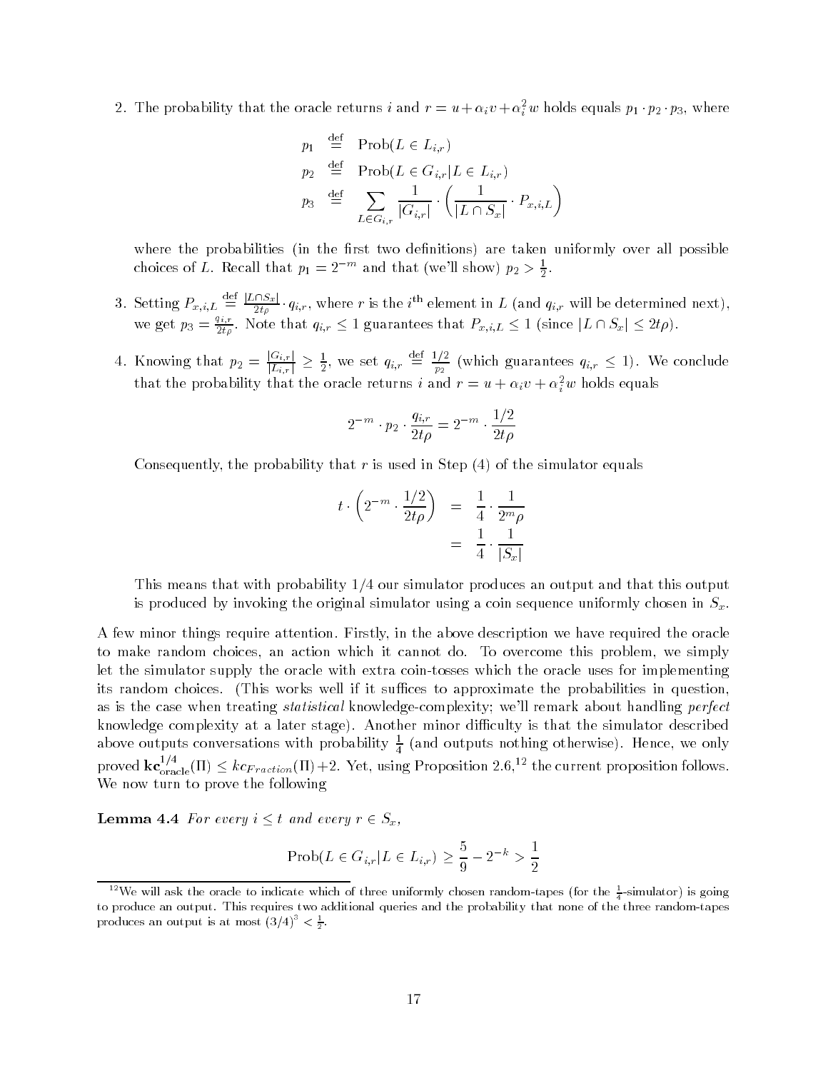2. The probability that the oracle returns $i$ and $r = u + \alpha_i v + \alpha_i^2 w$ holds equals $p_1 \cdot p_2 \cdot p_3$, where

$$
\begin{aligned}
p_1 &\stackrel{\text{def}}{=} \text{Prob}(L \in L_{i,r}) \\
p_2 &\stackrel{\text{def}}{=} \text{Prob}(L \in G_{i,r} | L \in L_{i,r}) \\
p_3 &\stackrel{\text{def}}{=} \sum_{L \in G_{i,r}} \frac{1}{|G_{i,r}|} \cdot \left( \frac{1}{|L \cap S_x|} \cdot P_{x,i,L} \right)
\end{aligned}
$$

where the probabilities (in the first two definitions) are taken uniformly over all possible choices of $L$. Recall that $p_1 = 2^{-m}$ and that (we'll show) $p_2 > \frac{1}{2}$.

3. Setting $P_{x,i,L} \stackrel{\text{def}}{=} \frac{|L \cap S_x|}{2t\rho} \cdot q_{i,r}$, where $r$ is the $i^{\text{th}}$ element in $L$ (and $q_{i,r}$ will be determined next), we get $p_3 = \frac{q_{i,r}}{2t\rho}$. Note that $q_{i,r} \leq 1$ guarantees that $P_{x,i,L} \leq 1$ (since $|L \cap S_x| \leq 2t\rho$).

4. Knowing that $p_2 = \frac{|G_{i,r}|}{|L_{i,r}|} \geq \frac{1}{2}$, we set $q_{i,r} \stackrel{\text{def}}{=} \frac{1/2}{p_2}$ (which guarantees $q_{i,r} \leq 1$). We conclude that the probability that the oracle returns $i$ and $r = u + \alpha_i v + \alpha_i^2 w$ holds equals

$$
2^{-m} \cdot p_2 \cdot \frac{q_{i,r}}{2t\rho} = 2^{-m} \cdot \frac{1/2}{2t\rho}
$$

Consequently, the probability that $r$ is used in Step (4) of the simulator equals

$$
\begin{aligned}
t \cdot \left( 2^{-m} \cdot \frac{1/2}{2t\rho} \right) &= \frac{1}{4} \cdot \frac{1}{2^m \rho} \\
&= \frac{1}{4} \cdot \frac{1}{|S_x|}
\end{aligned}
$$

This means that with probability 1/4 our simulator produces an output and that this output is produced by invoking the original simulator using a coin sequence uniformly chosen in $S_x$.

A few minor things require attention. Firstly, in the above description we have required the oracle to make random choices, an action which it cannot do. To overcome this problem, we simply let the simulator supply the oracle with extra coin-tosses which the oracle uses for implementing its random choices. (This works well if it suffices to approximate the probabilities in question, as is the case when treating *statistical* knowledge-complexity; we'll remark about handling *perfect* knowledge complexity at a later stage). Another minor difficulty is that the simulator described above outputs conversations with probability $\frac{1}{4}$ (and outputs nothing otherwise). Hence, we only proved $\mathbf{kc}_{\text{oracle}}^{1/4}(\Pi) \leq kc_{Fraction}(\Pi) + 2$. Yet, using Proposition 2.6,[12] the current proposition follows. We now turn to prove the following

**Lemma 4.4** *For every $i \leq t$ and every $r \in S_x$,*

$$
\text{Prob}(L \in G_{i,r} | L \in L_{i,r}) \geq \frac{5}{9} - 2^{-k} > \frac{1}{2}
$$

---

[12] We will ask the oracle to indicate which of three uniformly chosen random-tapes (for the $\frac{1}{4}$-simulator) is going to produce an output. This requires two additional queries and the probability that none of the three random-tapes produces an output is at most $(3/4)^3 < \frac{1}{2}$.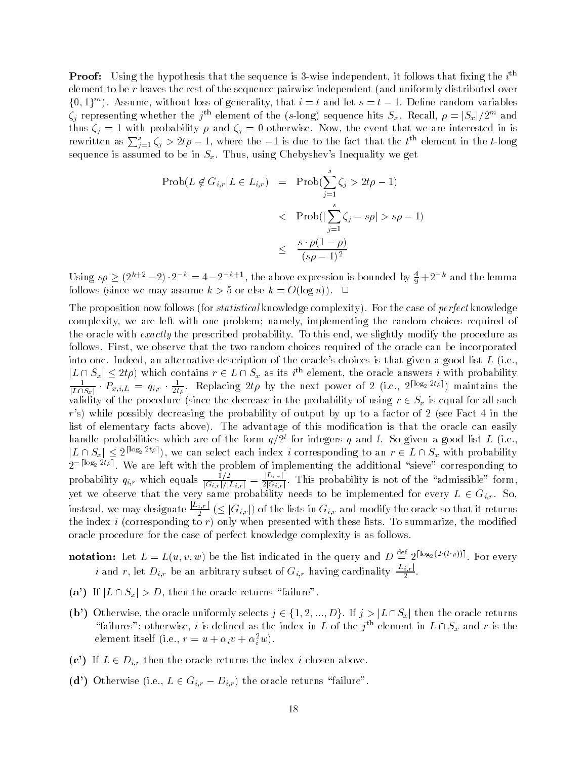**Proof:** Using the hypothesis that the sequence is 3-wise independent, it follows that fixing the $i^{\rm th}$ element to be $r$ leaves the rest of the sequence pairwise independent (and uniformly distributed over $\{0,1\}^m$). Assume, without loss of generality, that $i = t$ and let $s = t-1$. Define random variables $\zeta_j$ representing whether the $j^{\rm th}$ element of the ($s$-long) sequence hits $S_x$. Recall, $\rho = |S_x|/2^m$ and thus $\zeta_j = 1$ with probability $\rho$ and $\zeta_j = 0$ otherwise. Now, the event that we are interested in is rewritten as $\sum_{j=1}^{s} \zeta_j > 2t\rho - 1$, where the $-1$ is due to the fact that the $t^{\rm th}$ element in the $t$-long sequence is assumed to be in $S_x$. Thus, using Chebyshev's Inequality we get

$$
\begin{aligned}
{\rm Prob}(L \not\in G_{i,r} | L \in L_{i,r}) &= {\rm Prob}(\sum_{j=1}^{s} \zeta_j > 2t\rho - 1) \\
&< {\rm Prob}(|\sum_{j=1}^{s} \zeta_j - s\rho| > s\rho - 1) \\
&\leq \frac{s \cdot \rho(1-\rho)}{(s\rho - 1)^2}
\end{aligned}
$$

Using $s\rho \geq (2^{k+2} - 2) \cdot 2^{-k} = 4 - 2^{-k+1}$, the above expression is bounded by $\frac{4}{9} + 2^{-k}$ and the lemma follows (since we may assume $k > 5$ or else $k = O(\log n)$). $\Box$

The proposition now follows (for *statistical* knowledge complexity). For the case of *perfect* knowledge complexity, we are left with one problem; namely, implementing the random choices required of the oracle with *exactly* the prescribed probability. To this end, we slightly modify the procedure as follows. First, we observe that the two random choices required of the oracle can be incorporated into one. Indeed, an alternative description of the oracle's choices is that given a good list $L$ (i.e., $|L \cap S_x| \leq 2t\rho$) which contains $r \in L \cap S_x$ as its $i^{\rm th}$ element, the oracle answers $i$ with probability $\frac{1}{|L \cap S_x|} \cdot P_{x,i,L} = q_{i,r} \cdot \frac{1}{2t\rho}$. Replacing $2t\rho$ by the next power of 2 (i.e., $2^{\lceil \log_2 2t\rho \rceil}$) maintains the validity of the procedure (since the decrease in the probability of using $r \in S_x$ is equal for all such $r$'s) while possibly decreasing the probability of output by up to a factor of 2 (see Fact 4 in the list of elementary facts above). The advantage of this modification is that the oracle can easily handle probabilities which are of the form $q/2^l$ for integers $q$ and $l$. So given a good list $L$ (i.e., $|L \cap S_x| \leq 2^{\lceil \log_2 2t\rho \rceil}$), we can select each index $i$ corresponding to an $r \in L \cap S_x$ with probability $2^{-\lceil \log_2 2t\rho \rceil}$. We are left with the problem of implementing the additional "sieve" corresponding to probability $q_{i,r}$ which equals $\frac{1/2}{|G_{i,r}|/|L_{i,r}|} = \frac{|L_{i,r}|}{2|G_{i,r}|}$. This probability is not of the "admissible" form, yet we observe that the very same probability needs to be implemented for every $L \in G_{i,r}$. So, instead, we may designate $\frac{|L_{i,r}|}{2}$ ($\leq |G_{i,r}|$) of the lists in $G_{i,r}$ and modify the oracle so that it returns the index $i$ (corresponding to $r$) only when presented with these lists. To summarize, the modified oracle procedure for the case of perfect knowledge complexity is as follows.

**notation:** Let $L = L(u,v,w)$ be the list indicated in the query and $D \stackrel{\rm def}{=} 2^{\lceil \log_2(2\cdot(t\cdot\rho)) \rceil}$. For every $i$ and $r$, let $D_{i,r}$ be an arbitrary subset of $G_{i,r}$ having cardinality $\frac{|L_{i,r}|}{2}$.

**(a')** If $|L \cap S_x| > D$, then the oracle returns "failure".

**(b')** Otherwise, the oracle uniformly selects $j \in \{1, 2, ..., D\}$. If $j > |L \cap S_x|$ then the oracle returns "failures"; otherwise, $i$ is defined as the index in $L$ of the $j^{\rm th}$ element in $L \cap S_x$ and $r$ is the element itself (i.e., $r = u + \alpha_i v + \alpha_i^2 w$).

**(c')** If $L \in D_{i,r}$ then the oracle returns the index $i$ chosen above.

**(d')** Otherwise (i.e., $L \in G_{i,r} - D_{i,r}$) the oracle returns "failure".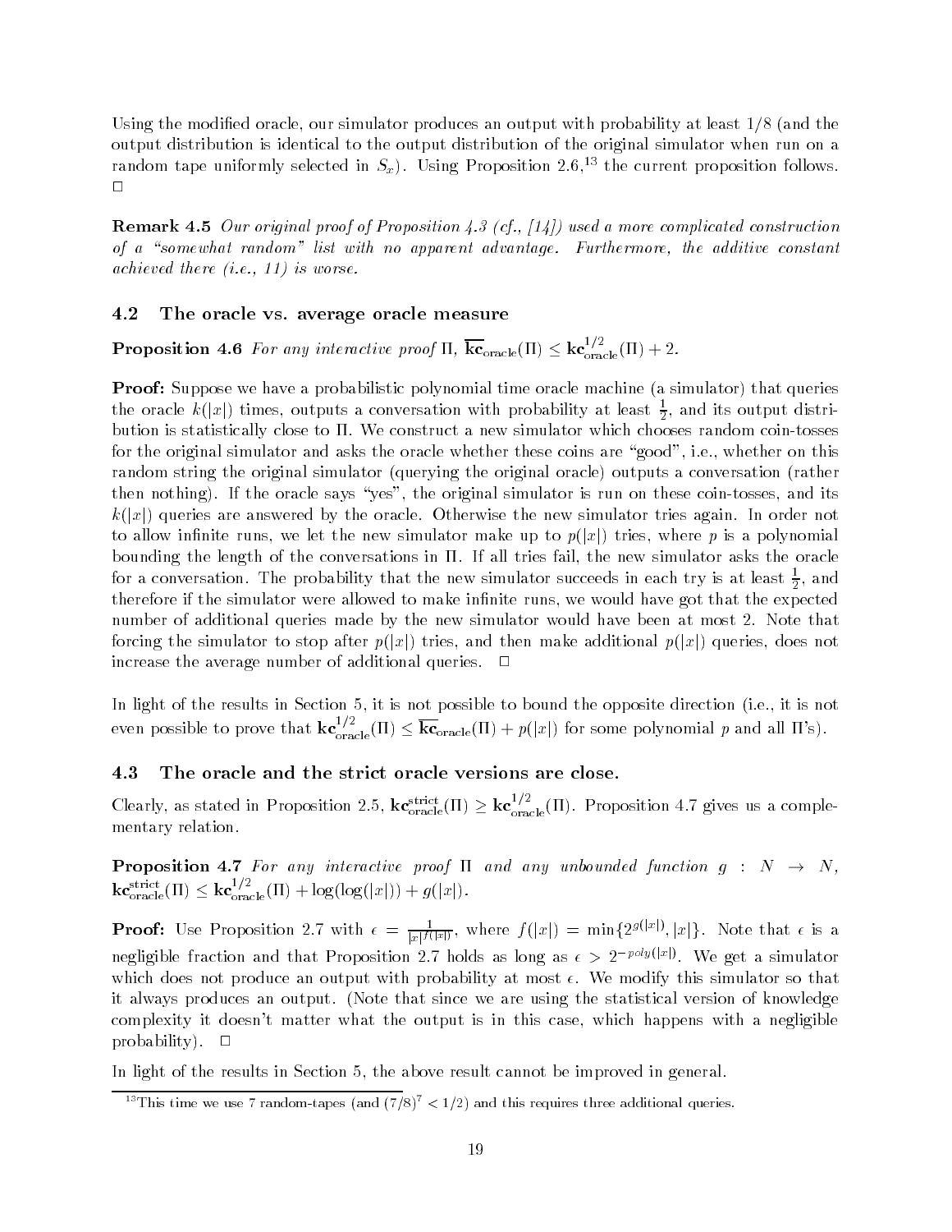Using the modified oracle, our simulator produces an output with probability at least $1/8$ (and the output distribution is identical to the output distribution of the original simulator when run on a random tape uniformly selected in $S_x$). Using Proposition 2.6,[13] the current proposition follows. $\Box$

**Remark 4.5** *Our original proof of Proposition 4.3 (cf., [14]) used a more complicated construction of a "somewhat random" list with no apparent advantage. Furthermore, the additive constant achieved there (i.e., 11) is worse.*

### 4.2 The oracle vs. average oracle measure

**Proposition 4.6** *For any interactive proof* $\Pi$, $\overline{\mathbf{kc}}_{\text{oracle}}(\Pi) \le \mathbf{kc}^{1/2}_{\text{oracle}}(\Pi) + 2$.

**Proof:** Suppose we have a probabilistic polynomial time oracle machine (a simulator) that queries the oracle $k(|x|)$ times, outputs a conversation with probability at least $\frac{1}{2}$, and its output distribution is statistically close to $\Pi$. We construct a new simulator which chooses random coin-tosses for the original simulator and asks the oracle whether these coins are "good", i.e., whether on this random string the original simulator (querying the original oracle) outputs a conversation (rather then nothing). If the oracle says "yes", the original simulator is run on these coin-tosses, and its $k(|x|)$ queries are answered by the oracle. Otherwise the new simulator tries again. In order not to allow infinite runs, we let the new simulator make up to $p(|x|)$ tries, where $p$ is a polynomial bounding the length of the conversations in $\Pi$. If all tries fail, the new simulator asks the oracle for a conversation. The probability that the new simulator succeeds in each try is at least $\frac{1}{2}$, and therefore if the simulator were allowed to make infinite runs, we would have got that the expected number of additional queries made by the new simulator would have been at most 2. Note that forcing the simulator to stop after $p(|x|)$ tries, and then make additional $p(|x|)$ queries, does not increase the average number of additional queries. $\Box$

In light of the results in Section 5, it is not possible to bound the opposite direction (i.e., it is not even possible to prove that $\mathbf{kc}^{1/2}_{\text{oracle}}(\Pi) \le \overline{\mathbf{kc}}_{\text{oracle}}(\Pi) + p(|x|)$ for some polynomial $p$ and all $\Pi$'s).

### 4.3 The oracle and the strict oracle versions are close.

Clearly, as stated in Proposition 2.5, $\mathbf{kc}^{\text{strict}}_{\text{oracle}}(\Pi) \ge \mathbf{kc}^{1/2}_{\text{oracle}}(\Pi)$. Proposition 4.7 gives us a complementary relation.

**Proposition 4.7** *For any interactive proof* $\Pi$ *and any unbounded function* $g : N \to N$, $\mathbf{kc}^{\text{strict}}_{\text{oracle}}(\Pi) \le \mathbf{kc}^{1/2}_{\text{oracle}}(\Pi) + \log(\log(|x|)) + g(|x|)$.

**Proof:** Use Proposition 2.7 with $\epsilon = \frac{1}{|x|^{f(|x|)}}$, where $f(|x|) = \min\{2^{g(|x|)}, |x|\}$. Note that $\epsilon$ is a negligible fraction and that Proposition 2.7 holds as long as $\epsilon > 2^{-poly(|x|)}$. We get a simulator which does not produce an output with probability at most $\epsilon$. We modify this simulator so that it always produces an output. (Note that since we are using the statistical version of knowledge complexity it doesn't matter what the output is in this case, which happens with a negligible probability). $\Box$

In light of the results in Section 5, the above result cannot be improved in general.

---

[13] This time we use 7 random-tapes (and $(7/8)^7 < 1/2$) and this requires three additional queries.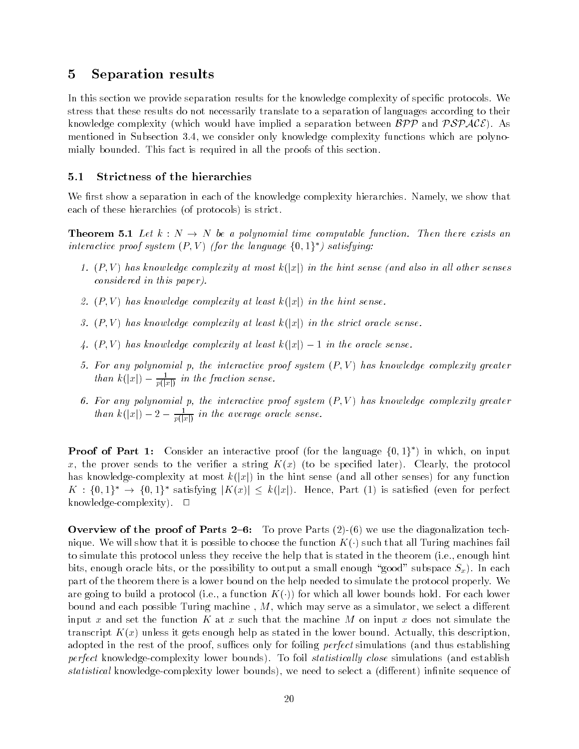# 5 Separation results

In this section we provide separation results for the knowledge complexity of specific protocols. We stress that these results do not necessarily translate to a separation of languages according to their knowledge complexity (which would have implied a separation between $\mathcal{BPP}$ and $\mathcal{PSPACE}$). As mentioned in Subsection 3.4, we consider only knowledge complexity functions which are polynomially bounded. This fact is required in all the proofs of this section.

## 5.1 Strictness of the hierarchies

We first show a separation in each of the knowledge complexity hierarchies. Namely, we show that each of these hierarchies (of protocols) is strict.

**Theorem 5.1** *Let $k : N \to N$ be a polynomial time computable function. Then there exists an interactive proof system $(P, V)$ (for the language $\{0,1\}^*$) satisfying:*

1. *$(P, V)$ has knowledge complexity at most $k(|x|)$ in the hint sense (and also in all other senses considered in this paper).*
2. *$(P, V)$ has knowledge complexity at least $k(|x|)$ in the hint sense.*
3. *$(P, V)$ has knowledge complexity at least $k(|x|)$ in the strict oracle sense.*
4. *$(P, V)$ has knowledge complexity at least $k(|x|) - 1$ in the oracle sense.*
5. *For any polynomial $p$, the interactive proof system $(P, V)$ has knowledge complexity greater than $k(|x|) - \frac{1}{p(|x|)}$ in the fraction sense.*
6. *For any polynomial $p$, the interactive proof system $(P, V)$ has knowledge complexity greater than $k(|x|) - 2 - \frac{1}{p(|x|)}$ in the average oracle sense.*

**Proof of Part 1:** Consider an interactive proof (for the language $\{0,1\}^*$) in which, on input $x$, the prover sends to the verifier a string $K(x)$ (to be specified later). Clearly, the protocol has knowledge-complexity at most $k(|x|)$ in the hint sense (and all other senses) for any function $K : \{0,1\}^* \to \{0,1\}^*$ satisfying $|K(x)| \leq k(|x|)$. Hence, Part (1) is satisfied (even for perfect knowledge-complexity). □

**Overview of the proof of Parts 2–6:** To prove Parts (2)-(6) we use the diagonalization technique. We will show that it is possible to choose the function $K(\cdot)$ such that all Turing machines fail to simulate this protocol unless they receive the help that is stated in the theorem (i.e., enough hint bits, enough oracle bits, or the possibility to output a small enough "good" subspace $S_x$). In each part of the theorem there is a lower bound on the help needed to simulate the protocol properly. We are going to build a protocol (i.e., a function $K(\cdot)$) for which all lower bounds hold. For each lower bound and each possible Turing machine , $M$, which may serve as a simulator, we select a different input $x$ and set the function $K$ at $x$ such that the machine $M$ on input $x$ does not simulate the transcript $K(x)$ unless it gets enough help as stated in the lower bound. Actually, this description, adopted in the rest of the proof, suffices only for foiling *perfect* simulations (and thus establishing *perfect* knowledge-complexity lower bounds). To foil *statistically close* simulations (and establish *statistical* knowledge-complexity lower bounds), we need to select a (different) infinite sequence of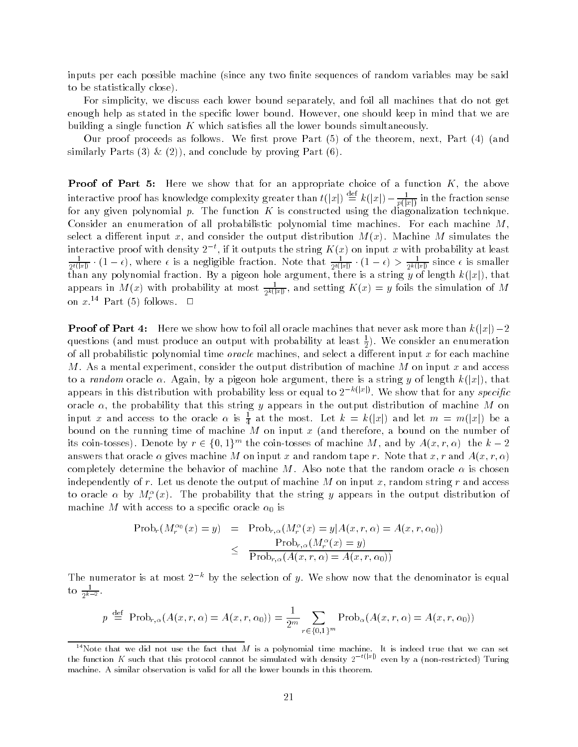inputs per each possible machine (since any two finite sequences of random variables may be said to be statistically close).

For simplicity, we discuss each lower bound separately, and foil all machines that do not get enough help as stated in the specific lower bound. However, one should keep in mind that we are building a single function $K$ which satisfies all the lower bounds simultaneously.

Our proof proceeds as follows. We first prove Part (5) of the theorem, next, Part (4) (and similarly Parts (3) & (2)), and conclude by proving Part (6).

**Proof of Part 5:** Here we show that for an appropriate choice of a function $K$, the above interactive proof has knowledge complexity greater than $t(|x|) \stackrel{\text{def}}{=} k(|x|) - \frac{1}{p(|x|)}$ in the fraction sense for any given polynomial $p$. The function $K$ is constructed using the diagonalization technique. Consider an enumeration of all probabilistic polynomial time machines. For each machine $M$, select a different input $x$, and consider the output distribution $M(x)$. Machine $M$ simulates the interactive proof with density $2^{-t}$, if it outputs the string $K(x)$ on input $x$ with probability at least $\frac{1}{2^{t(|x|)}} \cdot (1-\epsilon)$, where $\epsilon$ is a negligible fraction. Note that $\frac{1}{2^{t(|x|)}} \cdot (1-\epsilon) > \frac{1}{2^{k(|x|)}}$ since $\epsilon$ is smaller than any polynomial fraction. By a pigeon hole argument, there is a string $y$ of length $k(|x|)$, that appears in $M(x)$ with probability at most $\frac{1}{2^{k(|x|)}}$, and setting $K(x) = y$ foils the simulation of $M$ on $x$.[14] Part (5) follows. $\square$

**Proof of Part 4:** Here we show how to foil all oracle machines that never ask more than $k(|x|)-2$ questions (and must produce an output with probability at least $\frac{1}{2}$). We consider an enumeration of all probabilistic polynomial time *oracle* machines, and select a different input $x$ for each machine $M$. As a mental experiment, consider the output distribution of machine $M$ on input $x$ and access to a *random* oracle $\alpha$. Again, by a pigeon hole argument, there is a string $y$ of length $k(|x|)$, that appears in this distribution with probability less or equal to $2^{-k(|x|)}$. We show that for any *specific* oracle $\alpha$, the probability that this string $y$ appears in the output distribution of machine $M$ on input $x$ and access to the oracle $\alpha$ is $\frac{1}{4}$ at the most. Let $k = k(|x|)$ and let $m = m(|x|)$ be a bound on the running time of machine $M$ on input $x$ (and therefore, a bound on the number of its coin-tosses). Denote by $r \in \{0,1\}^m$ the coin-tosses of machine $M$, and by $A(x, r, \alpha)$ the $k-2$ answers that oracle $\alpha$ gives machine $M$ on input $x$ and random tape $r$. Note that $x$, $r$ and $A(x, r, \alpha)$ completely determine the behavior of machine $M$. Also note that the random oracle $\alpha$ is chosen independently of $r$. Let us denote the output of machine $M$ on input $x$, random string $r$ and access to oracle $\alpha$ by $M_r^\alpha(x)$. The probability that the string $y$ appears in the output distribution of machine $M$ with access to a specific oracle $\alpha_0$ is

$$
\begin{aligned}
\text{Prob}_r(M_r^{\alpha_0}(x) = y) &= \text{Prob}_{r,\alpha}(M_r^\alpha(x) = y | A(x,r,\alpha) = A(x,r,\alpha_0)) \\
&\leq \frac{\text{Prob}_{r,\alpha}(M_r^\alpha(x) = y)}{\text{Prob}_{r,\alpha}(A(x,r,\alpha) = A(x,r,\alpha_0))}
\end{aligned}
$$

The numerator is at most $2^{-k}$ by the selection of $y$. We show now that the denominator is equal to $\frac{1}{2^{k-2}}$.

$$
p \stackrel{\text{def}}{=} \text{Prob}_{r,\alpha}(A(x,r,\alpha) = A(x,r,\alpha_0)) = \frac{1}{2^m} \sum_{r \in \{0,1\}^m} \text{Prob}_\alpha(A(x,r,\alpha) = A(x,r,\alpha_0))
$$

[14] Note that we did not use the fact that $M$ is a polynomial time machine. It is indeed true that we can set the function $K$ such that this protocol cannot be simulated with density $2^{-t(|x|)}$ even by a (non-restricted) Turing machine. A similar observation is valid for all the lower bounds in this theorem.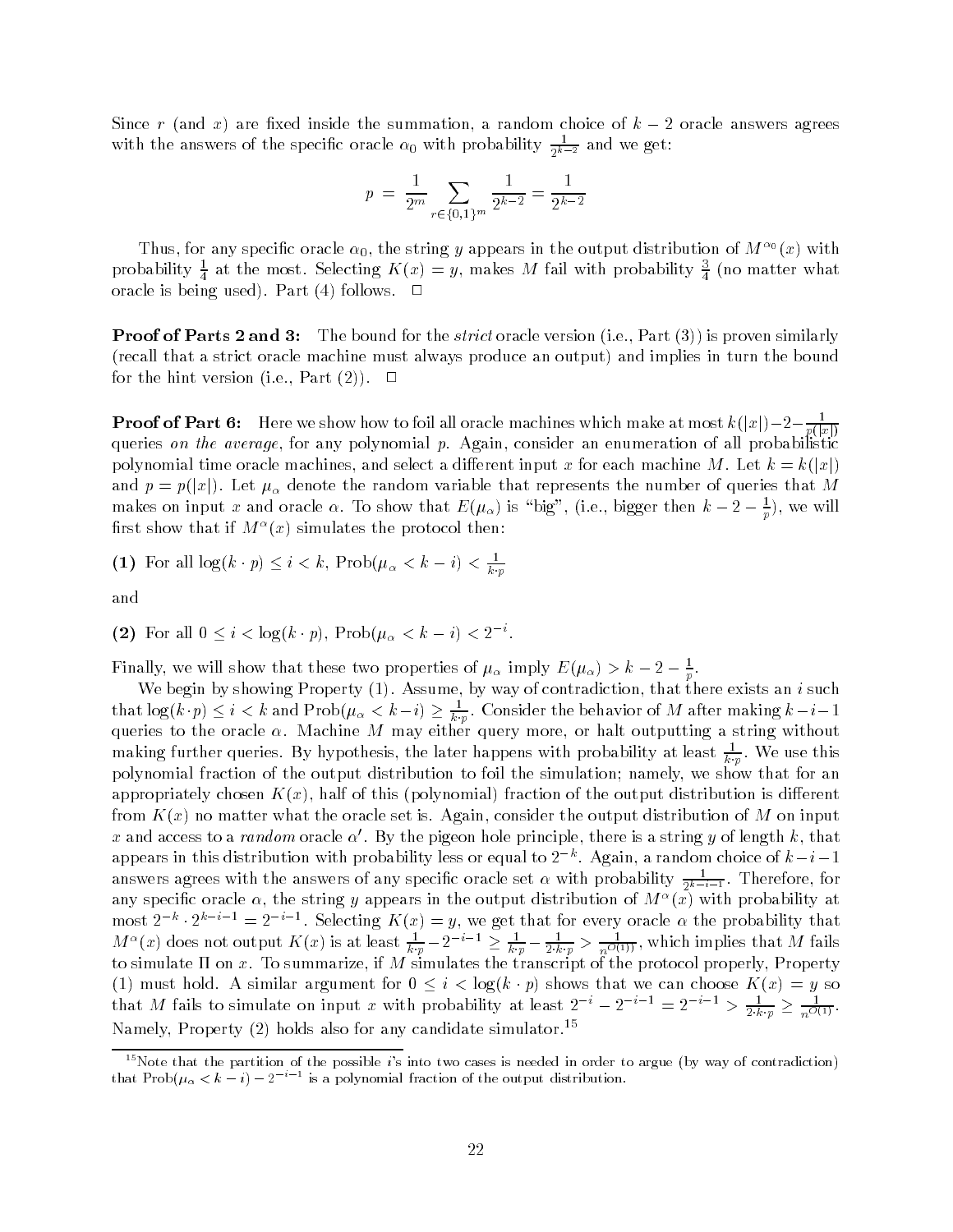Since $r$ (and $x$) are fixed inside the summation, a random choice of $k-2$ oracle answers agrees with the answers of the specific oracle $\alpha_0$ with probability $\frac{1}{2^{k-2}}$ and we get:

$$p \;=\; \frac{1}{2^m} \sum_{r\in\{0,1\}^m} \frac{1}{2^{k-2}} = \frac{1}{2^{k-2}}$$

Thus, for any specific oracle $\alpha_0$, the string $y$ appears in the output distribution of $M^{\alpha_0}(x)$ with probability $\frac{1}{4}$ at the most. Selecting $K(x) = y$, makes $M$ fail with probability $\frac{3}{4}$ (no matter what oracle is being used). Part (4) follows. $\Box$

**Proof of Parts 2 and 3:** The bound for the *strict* oracle version (i.e., Part (3)) is proven similarly (recall that a strict oracle machine must always produce an output) and implies in turn the bound for the hint version (i.e., Part (2)). $\Box$

**Proof of Part 6:** Here we show how to foil all oracle machines which make at most $k(|x|)-2-\frac{1}{p(|x|)}$ queries *on the average*, for any polynomial $p$. Again, consider an enumeration of all probabilistic polynomial time oracle machines, and select a different input $x$ for each machine $M$. Let $k = k(|x|)$ and $p = p(|x|)$. Let $\mu_\alpha$ denote the random variable that represents the number of queries that $M$ makes on input $x$ and oracle $\alpha$. To show that $E(\mu_\alpha)$ is "big", (i.e., bigger then $k - 2 - \frac{1}{p}$), we will first show that if $M^\alpha(x)$ simulates the protocol then:

**(1)** For all $\log(k \cdot p) \leq i < k$, $\text{Prob}(\mu_\alpha < k - i) < \frac{1}{k \cdot p}$

and

**(2)** For all $0 \leq i < \log(k \cdot p)$, $\text{Prob}(\mu_\alpha < k - i) < 2^{-i}$.

Finally, we will show that these two properties of $\mu_\alpha$ imply $E(\mu_\alpha) > k - 2 - \frac{1}{p}$.

We begin by showing Property (1). Assume, by way of contradiction, that there exists an $i$ such that $\log(k \cdot p) \leq i < k$ and $\text{Prob}(\mu_\alpha < k - i) \geq \frac{1}{k \cdot p}$. Consider the behavior of $M$ after making $k - i - 1$ queries to the oracle $\alpha$. Machine $M$ may either query more, or halt outputting a string without making further queries. By hypothesis, the later happens with probability at least $\frac{1}{k \cdot p}$. We use this polynomial fraction of the output distribution to foil the simulation; namely, we show that for an appropriately chosen $K(x)$, half of this (polynomial) fraction of the output distribution is different from $K(x)$ no matter what the oracle set is. Again, consider the output distribution of $M$ on input $x$ and access to a *random* oracle $\alpha'$. By the pigeon hole principle, there is a string $y$ of length $k$, that appears in this distribution with probability less or equal to $2^{-k}$. Again, a random choice of $k - i - 1$ answers agrees with the answers of any specific oracle set $\alpha$ with probability $\frac{1}{2^{k-i-1}}$. Therefore, for any specific oracle $\alpha$, the string $y$ appears in the output distribution of $M^\alpha(x)$ with probability at most $2^{-k} \cdot 2^{k-i-1} = 2^{-i-1}$. Selecting $K(x) = y$, we get that for every oracle $\alpha$ the probability that $M^\alpha(x)$ does not output $K(x)$ is at least $\frac{1}{k \cdot p} - 2^{-i-1} \geq \frac{1}{k \cdot p} - \frac{1}{2 \cdot k \cdot p} > \frac{1}{n^{O(1)}}$, which implies that $M$ fails to simulate $\Pi$ on $x$. To summarize, if $M$ simulates the transcript of the protocol properly, Property (1) must hold. A similar argument for $0 \leq i < \log(k \cdot p)$ shows that we can choose $K(x) = y$ so that $M$ fails to simulate on input $x$ with probability at least $2^{-i} - 2^{-i-1} = 2^{-i-1} > \frac{1}{2 \cdot k \cdot p} \geq \frac{1}{n^{O(1)}}$. Namely, Property (2) holds also for any candidate simulator.[15]

[15] Note that the partition of the possible $i$'s into two cases is needed in order to argue (by way of contradiction) that $\text{Prob}(\mu_\alpha < k - i) - 2^{-i-1}$ is a polynomial fraction of the output distribution.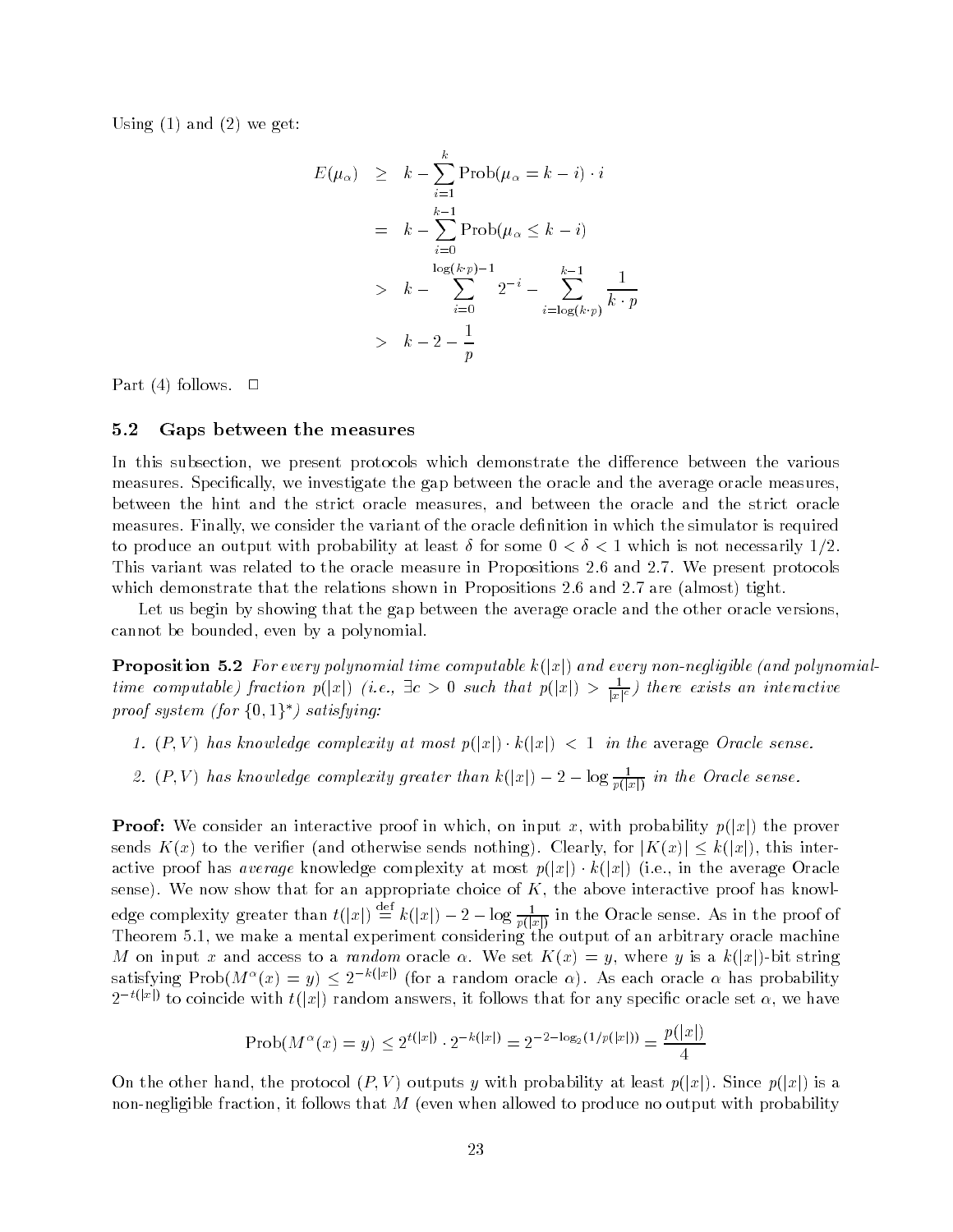Using (1) and (2) we get:

$$
\begin{aligned}
E(\mu_\alpha) &\geq k - \sum_{i=1}^{k} \text{Prob}(\mu_\alpha = k-i) \cdot i \\
&= k - \sum_{i=0}^{k-1} \text{Prob}(\mu_\alpha \leq k-i) \\
&> k - \sum_{i=0}^{\log(k\cdot p)-1} 2^{-i} - \sum_{i=\log(k\cdot p)}^{k-1} \frac{1}{k\cdot p} \\
&> k - 2 - \frac{1}{p}
\end{aligned}
$$

Part (4) follows. $\square$

### 5.2 Gaps between the measures

In this subsection, we present protocols which demonstrate the difference between the various measures. Specifically, we investigate the gap between the oracle and the average oracle measures, between the hint and the strict oracle measures, and between the oracle and the strict oracle measures. Finally, we consider the variant of the oracle definition in which the simulator is required to produce an output with probability at least $\delta$ for some $0 < \delta < 1$ which is not necessarily $1/2$. This variant was related to the oracle measure in Propositions 2.6 and 2.7. We present protocols which demonstrate that the relations shown in Propositions 2.6 and 2.7 are (almost) tight.

Let us begin by showing that the gap between the average oracle and the other oracle versions, cannot be bounded, even by a polynomial.

**Proposition 5.2** *For every polynomial time computable $k(|x|)$ and every non-negligible (and polynomial-time computable) fraction $p(|x|)$ (i.e., $\exists c > 0$ such that $p(|x|) > \frac{1}{|x|^c}$) there exists an interactive proof system (for $\{0,1\}^*$) satisfying:*

1. *$(P,V)$ has knowledge complexity at most $p(|x|) \cdot k(|x|) < 1$ in the* average *Oracle sense.*
2. *$(P,V)$ has knowledge complexity greater than $k(|x|) - 2 - \log \frac{1}{p(|x|)}$ in the Oracle sense.*

**Proof:** We consider an interactive proof in which, on input $x$, with probability $p(|x|)$ the prover sends $K(x)$ to the verifier (and otherwise sends nothing). Clearly, for $|K(x)| \leq k(|x|)$, this interactive proof has *average* knowledge complexity at most $p(|x|) \cdot k(|x|)$ (i.e., in the average Oracle sense). We now show that for an appropriate choice of $K$, the above interactive proof has knowledge complexity greater than $t(|x|) \stackrel{\text{def}}{=} k(|x|) - 2 - \log \frac{1}{p(|x|)}$ in the Oracle sense. As in the proof of Theorem 5.1, we make a mental experiment considering the output of an arbitrary oracle machine $M$ on input $x$ and access to a *random* oracle $\alpha$. We set $K(x) = y$, where $y$ is a $k(|x|)$-bit string satisfying $\text{Prob}(M^\alpha(x) = y) \leq 2^{-k(|x|)}$ (for a random oracle $\alpha$). As each oracle $\alpha$ has probability $2^{-t(|x|)}$ to coincide with $t(|x|)$ random answers, it follows that for any specific oracle set $\alpha$, we have

$$
\text{Prob}(M^\alpha(x) = y) \leq 2^{t(|x|)} \cdot 2^{-k(|x|)} = 2^{-2-\log_2(1/p(|x|))} = \frac{p(|x|)}{4}
$$

On the other hand, the protocol $(P,V)$ outputs $y$ with probability at least $p(|x|)$. Since $p(|x|)$ is a non-negligible fraction, it follows that $M$ (even when allowed to produce no output with probability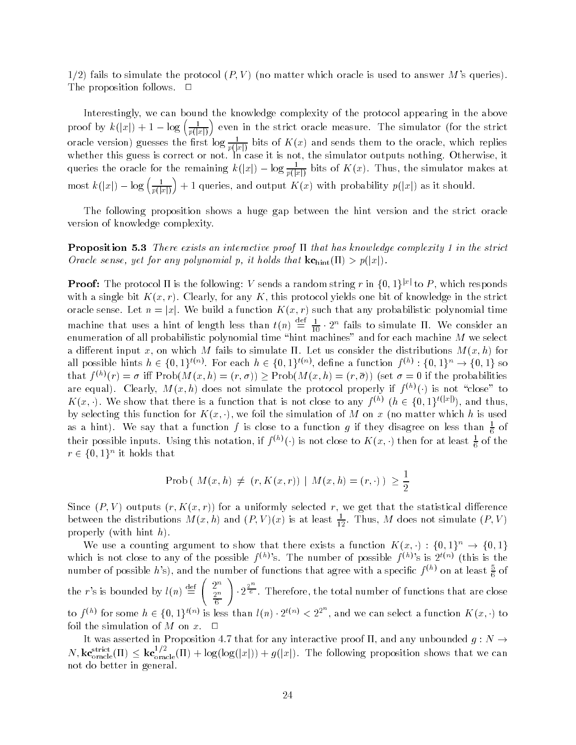1/2) fails to simulate the protocol $(P, V)$ (no matter which oracle is used to answer $M$'s queries). The proposition follows. $\Box$

Interestingly, we can bound the knowledge complexity of the protocol appearing in the above proof by $k(|x|) + 1 - \log\left(\frac{1}{p(|x|)}\right)$ even in the strict oracle measure. The simulator (for the strict oracle version) guesses the first $\log \frac{1}{p(|x|)}$ bits of $K(x)$ and sends them to the oracle, which replies whether this guess is correct or not. In case it is not, the simulator outputs nothing. Otherwise, it queries the oracle for the remaining $k(|x|) - \log \frac{1}{p(|x|)}$ bits of $K(x)$. Thus, the simulator makes at most $k(|x|) - \log\left(\frac{1}{p(|x|)}\right) + 1$ queries, and output $K(x)$ with probability $p(|x|)$ as it should.

The following proposition shows a huge gap between the hint version and the strict oracle version of knowledge complexity.

**Proposition 5.3** *There exists an interactive proof $\Pi$ that has knowledge complexity 1 in the strict Oracle sense, yet for any polynomial $p$, it holds that $\mathbf{kc}_{\mathrm{hint}}(\Pi) > p(|x|)$.*

**Proof:** The protocol $\Pi$ is the following: $V$ sends a random string $r$ in $\{0,1\}^{|x|}$ to $P$, which responds with a single bit $K(x, r)$. Clearly, for any $K$, this protocol yields one bit of knowledge in the strict oracle sense. Let $n = |x|$. We build a function $K(x, r)$ such that any probabilistic polynomial time machine that uses a hint of length less than $t(n) \stackrel{\mathrm{def}}{=} \frac{1}{10} \cdot 2^n$ fails to simulate $\Pi$. We consider an enumeration of all probabilistic polynomial time "hint machines" and for each machine $M$ we select a different input $x$, on which $M$ fails to simulate $\Pi$. Let us consider the distributions $M(x, h)$ for all possible hints $h \in \{0,1\}^{t(n)}$. For each $h \in \{0,1\}^{t(n)}$, define a function $f^{(h)} : \{0,1\}^n \to \{0,1\}$ so that $f^{(h)}(r) = \sigma$ iff $\mathrm{Prob}(M(x, h) = (r, \sigma)) \geq \mathrm{Prob}(M(x, h) = (r, \bar{\sigma}))$ (set $\sigma = 0$ if the probabilities are equal). Clearly, $M(x, h)$ does not simulate the protocol properly if $f^{(h)}(\cdot)$ is not "close" to $K(x, \cdot)$. We show that there is a function that is not close to any $f^{(h)}$ ($h \in \{0,1\}^{t(|x|)}$), and thus, by selecting this function for $K(x, \cdot)$, we foil the simulation of $M$ on $x$ (no matter which $h$ is used as a hint). We say that a function $f$ is close to a function $g$ if they disagree on less than $\frac{1}{6}$ of their possible inputs. Using this notation, if $f^{(h)}(\cdot)$ is not close to $K(x, \cdot)$ then for at least $\frac{1}{6}$ of the $r \in \{0,1\}^n$ it holds that

$$\mathrm{Prob}(\ M(x, h) \neq (r, K(x, r)) \mid M(x, h) = (r, \cdot)\ ) \geq \frac{1}{2}$$

Since $(P, V)$ outputs $(r, K(x, r))$ for a uniformly selected $r$, we get that the statistical difference between the distributions $M(x, h)$ and $(P, V)(x)$ is at least $\frac{1}{12}$. Thus, $M$ does not simulate $(P, V)$ properly (with hint $h$).

We use a counting argument to show that there exists a function $K(x, \cdot) : \{0,1\}^n \to \{0,1\}$ which is not close to any of the possible $f^{(h)}$'s. The number of possible $f^{(h)}$'s is $2^{t(n)}$ (this is the number of possible $h$'s), and the number of functions that agree with a specific $f^{(h)}$ on at least $\frac{5}{6}$ of the $r$'s is bounded by $l(n) \stackrel{\mathrm{def}}{=} \binom{2^n}{\frac{2^n}{6}} \cdot 2^{\frac{2^n}{6}}$. Therefore, the total number of functions that are close to $f^{(h)}$ for some $h \in \{0,1\}^{t(n)}$ is less than $l(n) \cdot 2^{t(n)} < 2^{2^n}$, and we can select a function $K(x, \cdot)$ to foil the simulation of $M$ on $x$. $\Box$

It was asserted in Proposition 4.7 that for any interactive proof $\Pi$, and any unbounded $g : N \to N$, $\mathbf{kc}^{\mathrm{strict}}_{\mathrm{oracle}}(\Pi) \leq \mathbf{kc}^{1/2}_{\mathrm{oracle}}(\Pi) + \log(\log(|x|)) + g(|x|)$. The following proposition shows that we can not do better in general.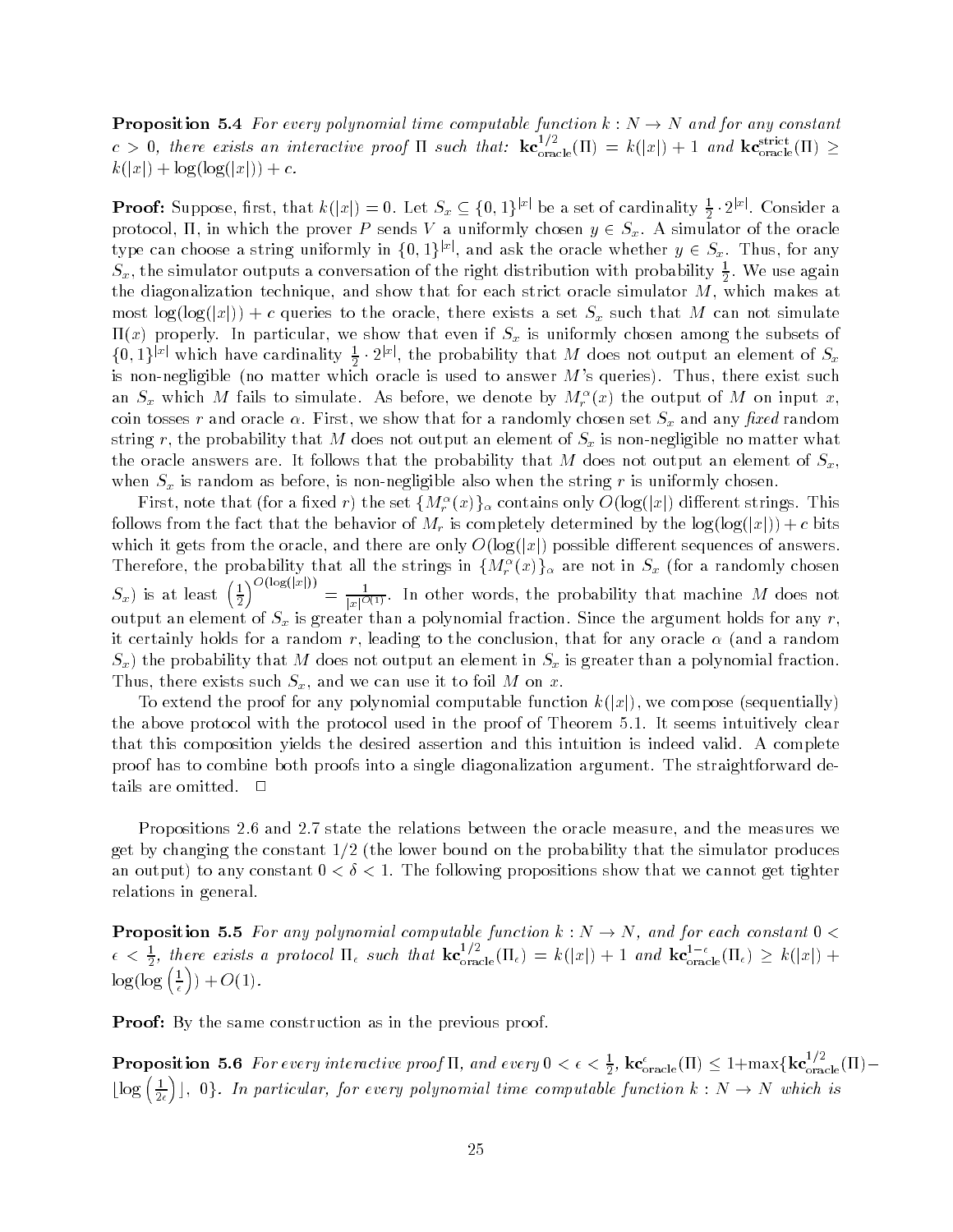**Proposition 5.4** *For every polynomial time computable function $k : N \to N$ and for any constant $c > 0$, there exists an interactive proof $\Pi$ such that: $\mathbf{kc}^{1/2}_{\text{oracle}}(\Pi) = k(|x|) + 1$ and $\mathbf{kc}^{\text{strict}}_{\text{oracle}}(\Pi) \geq k(|x|) + \log(\log(|x|)) + c$.*

**Proof:** Suppose, first, that $k(|x|) = 0$. Let $S_x \subseteq \{0,1\}^{|x|}$ be a set of cardinality $\frac{1}{2} \cdot 2^{|x|}$. Consider a protocol, $\Pi$, in which the prover $P$ sends $V$ a uniformly chosen $y \in S_x$. A simulator of the oracle type can choose a string uniformly in $\{0,1\}^{|x|}$, and ask the oracle whether $y \in S_x$. Thus, for any $S_x$, the simulator outputs a conversation of the right distribution with probability $\frac{1}{2}$. We use again the diagonalization technique, and show that for each strict oracle simulator $M$, which makes at most $\log(\log(|x|)) + c$ queries to the oracle, there exists a set $S_x$ such that $M$ can not simulate $\Pi(x)$ properly. In particular, we show that even if $S_x$ is uniformly chosen among the subsets of $\{0,1\}^{|x|}$ which have cardinality $\frac{1}{2} \cdot 2^{|x|}$, the probability that $M$ does not output an element of $S_x$ is non-negligible (no matter which oracle is used to answer $M$'s queries). Thus, there exist such an $S_x$ which $M$ fails to simulate. As before, we denote by $M^{\alpha}_r(x)$ the output of $M$ on input $x$, coin tosses $r$ and oracle $\alpha$. First, we show that for a randomly chosen set $S_x$ and any *fixed* random string $r$, the probability that $M$ does not output an element of $S_x$ is non-negligible no matter what the oracle answers are. It follows that the probability that $M$ does not output an element of $S_x$, when $S_x$ is random as before, is non-negligible also when the string $r$ is uniformly chosen.

First, note that (for a fixed $r$) the set $\{M^{\alpha}_r(x)\}_{\alpha}$ contains only $O(\log(|x|)$ different strings. This follows from the fact that the behavior of $M_r$ is completely determined by the $\log(\log(|x|)) + c$ bits which it gets from the oracle, and there are only $O(\log(|x|)$ possible different sequences of answers. Therefore, the probability that all the strings in $\{M^{\alpha}_r(x)\}_{\alpha}$ are not in $S_x$ (for a randomly chosen $S_x$) is at least $\left(\frac{1}{2}\right)^{O(\log(|x|))} = \frac{1}{|x|^{O(1)}}$. In other words, the probability that machine $M$ does not output an element of $S_x$ is greater than a polynomial fraction. Since the argument holds for any $r$, it certainly holds for a random $r$, leading to the conclusion, that for any oracle $\alpha$ (and a random $S_x$) the probability that $M$ does not output an element in $S_x$ is greater than a polynomial fraction. Thus, there exists such $S_x$, and we can use it to foil $M$ on $x$.

To extend the proof for any polynomial computable function $k(|x|)$, we compose (sequentially) the above protocol with the protocol used in the proof of Theorem 5.1. It seems intuitively clear that this composition yields the desired assertion and this intuition is indeed valid. A complete proof has to combine both proofs into a single diagonalization argument. The straightforward details are omitted. $\Box$

Propositions 2.6 and 2.7 state the relations between the oracle measure, and the measures we get by changing the constant 1/2 (the lower bound on the probability that the simulator produces an output) to any constant $0 < \delta < 1$. The following propositions show that we cannot get tighter relations in general.

**Proposition 5.5** *For any polynomial computable function $k : N \to N$, and for each constant $0 < \epsilon < \frac{1}{2}$, there exists a protocol $\Pi_{\epsilon}$ such that $\mathbf{kc}^{1/2}_{\text{oracle}}(\Pi_{\epsilon}) = k(|x|) + 1$ and $\mathbf{kc}^{1-\epsilon}_{\text{oracle}}(\Pi_{\epsilon}) \geq k(|x|) + \log(\log\left(\frac{1}{\epsilon}\right)) + O(1)$.*

**Proof:** By the same construction as in the previous proof.

**Proposition 5.6** *For every interactive proof $\Pi$, and every $0 < \epsilon < \frac{1}{2}$, $\mathbf{kc}^{\epsilon}_{\text{oracle}}(\Pi) \leq 1 + \max\{\mathbf{kc}^{1/2}_{\text{oracle}}(\Pi) - \lfloor \log\left(\frac{1}{2\epsilon}\right) \rfloor, \; 0\}$. In particular, for every polynomial time computable function $k : N \to N$ which is*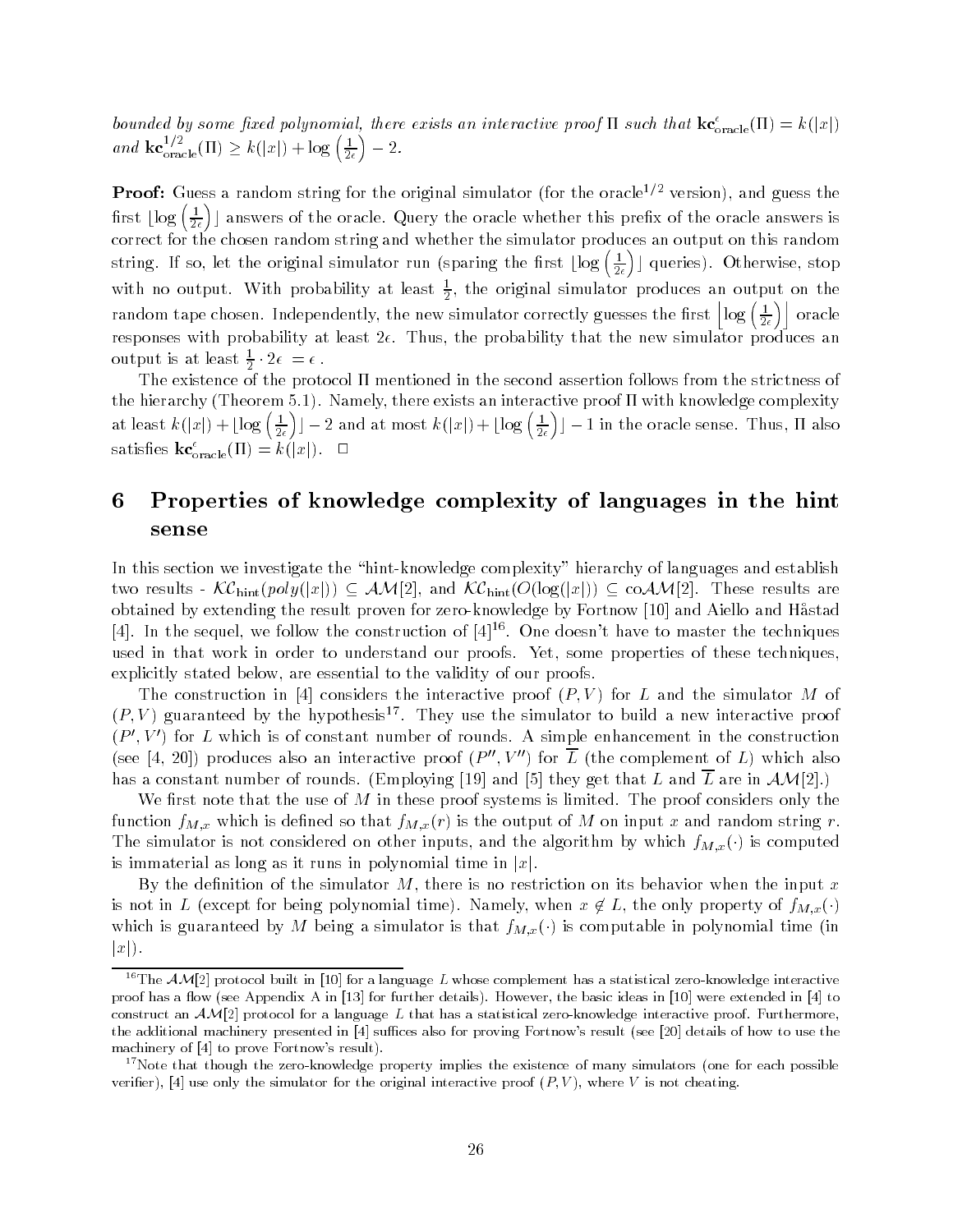*bounded by some fixed polynomial, there exists an interactive proof* $\Pi$ *such that* $\mathbf{kc}^{\epsilon}_{\text{oracle}}(\Pi) = k(|x|)$ *and* $\mathbf{kc}^{1/2}_{\text{oracle}}(\Pi) \geq k(|x|) + \log\left(\frac{1}{2\epsilon}\right) - 2$.

**Proof:** Guess a random string for the original simulator (for the oracle$^{1/2}$ version), and guess the first $\lfloor \log\left(\frac{1}{2\epsilon}\right) \rfloor$ answers of the oracle. Query the oracle whether this prefix of the oracle answers is correct for the chosen random string and whether the simulator produces an output on this random string. If so, let the original simulator run (sparing the first $\lfloor \log\left(\frac{1}{2\epsilon}\right) \rfloor$ queries). Otherwise, stop with no output. With probability at least $\frac{1}{2}$, the original simulator produces an output on the random tape chosen. Independently, the new simulator correctly guesses the first $\left\lfloor \log\left(\frac{1}{2\epsilon}\right) \right\rfloor$ oracle responses with probability at least $2\epsilon$. Thus, the probability that the new simulator produces an output is at least $\frac{1}{2} \cdot 2\epsilon = \epsilon$.

The existence of the protocol $\Pi$ mentioned in the second assertion follows from the strictness of the hierarchy (Theorem 5.1). Namely, there exists an interactive proof $\Pi$ with knowledge complexity at least $k(|x|) + \lfloor \log\left(\frac{1}{2\epsilon}\right) \rfloor - 2$ and at most $k(|x|) + \lfloor \log\left(\frac{1}{2\epsilon}\right) \rfloor - 1$ in the oracle sense. Thus, $\Pi$ also satisfies $\mathbf{kc}^{\epsilon}_{\text{oracle}}(\Pi) = k(|x|)$. $\Box$

# 6 Properties of knowledge complexity of languages in the hint sense

In this section we investigate the "hint-knowledge complexity" hierarchy of languages and establish two results - $\mathcal{KC}_{\text{hint}}(poly(|x|)) \subseteq \mathcal{AM}[2]$, and $\mathcal{KC}_{\text{hint}}(O(\log(|x|)) \subseteq \text{co}\mathcal{AM}[2]$. These results are obtained by extending the result proven for zero-knowledge by Fortnow [10] and Aiello and Håstad [4]. In the sequel, we follow the construction of [4][16]. One doesn't have to master the techniques used in that work in order to understand our proofs. Yet, some properties of these techniques, explicitly stated below, are essential to the validity of our proofs.

The construction in [4] considers the interactive proof $(P, V)$ for $L$ and the simulator $M$ of $(P, V)$ guaranteed by the hypothesis[17]. They use the simulator to build a new interactive proof $(P', V')$ for $L$ which is of constant number of rounds. A simple enhancement in the construction (see [4, 20]) produces also an interactive proof $(P'', V'')$ for $\overline{L}$ (the complement of $L$) which also has a constant number of rounds. (Employing [19] and [5] they get that $L$ and $\overline{L}$ are in $\mathcal{AM}[2]$.)

We first note that the use of $M$ in these proof systems is limited. The proof considers only the function $f_{M,x}$ which is defined so that $f_{M,x}(r)$ is the output of $M$ on input $x$ and random string $r$. The simulator is not considered on other inputs, and the algorithm by which $f_{M,x}(\cdot)$ is computed is immaterial as long as it runs in polynomial time in $|x|$.

By the definition of the simulator $M$, there is no restriction on its behavior when the input $x$ is not in $L$ (except for being polynomial time). Namely, when $x \notin L$, the only property of $f_{M,x}(\cdot)$ which is guaranteed by $M$ being a simulator is that $f_{M,x}(\cdot)$ is computable in polynomial time (in $|x|$).

---

[16] The $\mathcal{AM}[2]$ protocol built in [10] for a language $L$ whose complement has a statistical zero-knowledge interactive proof has a flow (see Appendix A in [13] for further details). However, the basic ideas in [10] were extended in [4] to construct an $\mathcal{AM}[2]$ protocol for a language $L$ that has a statistical zero-knowledge interactive proof. Furthermore, the additional machinery presented in [4] suffices also for proving Fortnow's result (see [20] details of how to use the machinery of [4] to prove Fortnow's result).

[17] Note that though the zero-knowledge property implies the existence of many simulators (one for each possible verifier), [4] use only the simulator for the original interactive proof $(P, V)$, where $V$ is not cheating.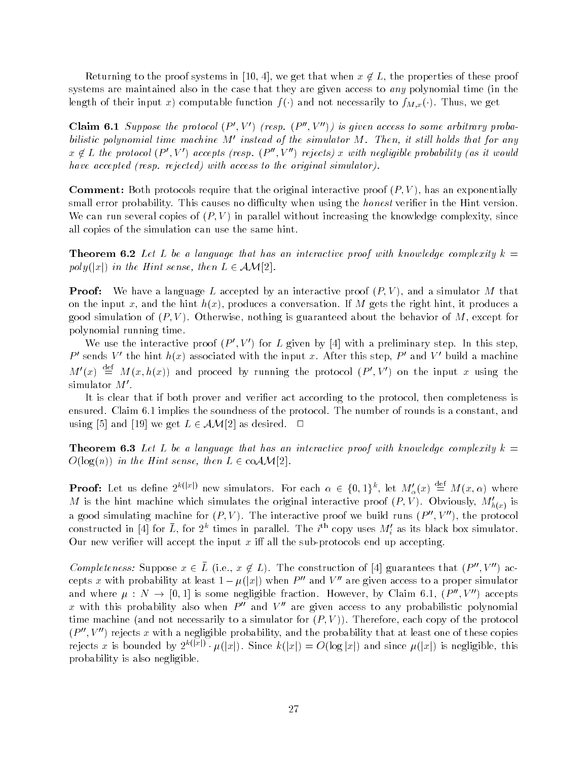Returning to the proof systems in [10, 4], we get that when $x \notin L$, the properties of these proof systems are maintained also in the case that they are given access to *any* polynomial time (in the length of their input $x$) computable function $f(\cdot)$ and not necessarily to $f_{M,x}(\cdot)$. Thus, we get

**Claim 6.1** *Suppose the protocol $(P', V')$ (resp. $(P'', V'')$) is given access to some arbitrary probabilistic polynomial time machine $M'$ instead of the simulator $M$. Then, it still holds that for any $x \notin L$ the protocol $(P', V')$ accepts (resp. $(P'', V'')$ rejects) $x$ with negligible probability (as it would have accepted (resp. rejected) with access to the original simulator).*

**Comment:** Both protocols require that the original interactive proof $(P, V)$, has an exponentially small error probability. This causes no difficulty when using the *honest* verifier in the Hint version. We can run several copies of $(P, V)$ in parallel without increasing the knowledge complexity, since all copies of the simulation can use the same hint.

**Theorem 6.2** *Let $L$ be a language that has an interactive proof with knowledge complexity $k = poly(|x|)$ in the Hint sense, then $L \in \mathcal{AM}[2]$.*

**Proof:** We have a language $L$ accepted by an interactive proof $(P, V)$, and a simulator $M$ that on the input $x$, and the hint $h(x)$, produces a conversation. If $M$ gets the right hint, it produces a good simulation of $(P, V)$. Otherwise, nothing is guaranteed about the behavior of $M$, except for polynomial running time.

We use the interactive proof $(P', V')$ for $L$ given by [4] with a preliminary step. In this step, $P'$ sends $V'$ the hint $h(x)$ associated with the input $x$. After this step, $P'$ and $V'$ build a machine $M'(x) \stackrel{\text{def}}{=} M(x, h(x))$ and proceed by running the protocol $(P', V')$ on the input $x$ using the simulator $M'$.

It is clear that if both prover and verifier act according to the protocol, then completeness is ensured. Claim 6.1 implies the soundness of the protocol. The number of rounds is a constant, and using [5] and [19] we get $L \in \mathcal{AM}[2]$ as desired. $\square$

**Theorem 6.3** *Let $L$ be a language that has an interactive proof with knowledge complexity $k = O(\log(n))$ in the Hint sense, then $L \in \text{co}\mathcal{AM}[2]$.*

**Proof:** Let us define $2^{k(|x|)}$ new simulators. For each $\alpha \in \{0,1\}^k$, let $M'_\alpha(x) \stackrel{\text{def}}{=} M(x, \alpha)$ where $M$ is the hint machine which simulates the original interactive proof $(P, V)$. Obviously, $M'_{h(x)}$ is a good simulating machine for $(P, V)$. The interactive proof we build runs $(P'', V'')$, the protocol constructed in [4] for $\bar{L}$, for $2^k$ times in parallel. The $i^{\text{th}}$ copy uses $M'_i$ as its black box simulator. Our new verifier will accept the input $x$ iff all the sub-protocols end up accepting.

*Completeness:* Suppose $x \in \bar{L}$ (i.e., $x \notin L$). The construction of [4] guarantees that $(P'', V'')$ accepts $x$ with probability at least $1 - \mu(|x|)$ when $P''$ and $V''$ are given access to a proper simulator and where $\mu : N \to [0,1]$ is some negligible fraction. However, by Claim 6.1, $(P'', V'')$ accepts $x$ with this probability also when $P''$ and $V''$ are given access to any probabilistic polynomial time machine (and not necessarily to a simulator for $(P, V)$). Therefore, each copy of the protocol $(P'', V'')$ rejects $x$ with a negligible probability, and the probability that at least one of these copies rejects $x$ is bounded by $2^{k(|x|)} \cdot \mu(|x|)$. Since $k(|x|) = O(\log |x|)$ and since $\mu(|x|)$ is negligible, this probability is also negligible.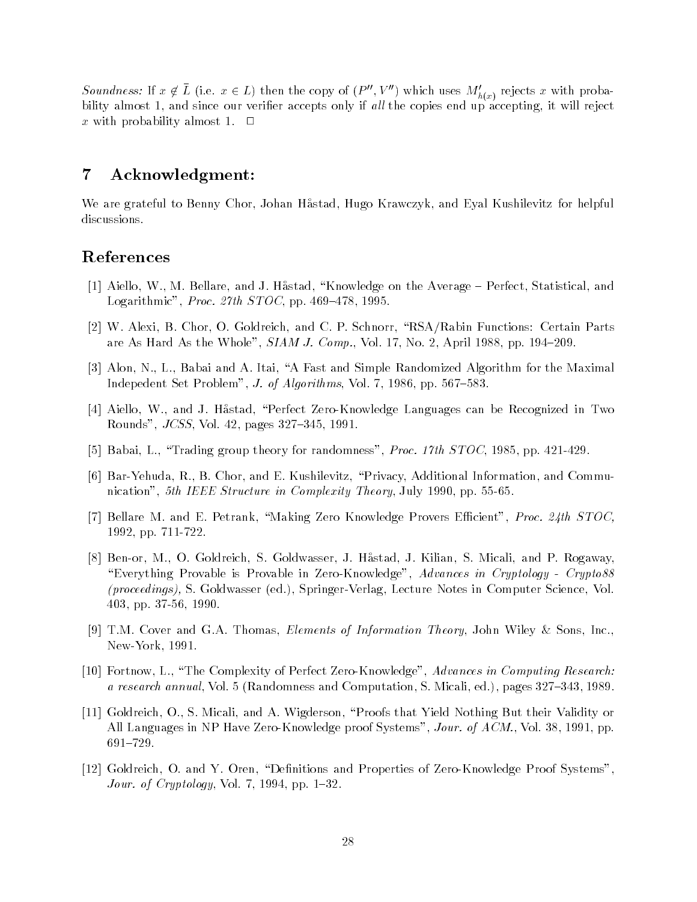*Soundness:* If $x \notin \bar{L}$ (i.e. $x \in L$) then the copy of $(P'', V'')$ which uses $M'_{h(x)}$ rejects $x$ with probability almost 1, and since our verifier accepts only if *all* the copies end up accepting, it will reject $x$ with probability almost 1. □

## 7 Acknowledgment:

We are grateful to Benny Chor, Johan Håstad, Hugo Krawczyk, and Eyal Kushilevitz for helpful discussions.

## References

[1] Aiello, W., M. Bellare, and J. Håstad, "Knowledge on the Average – Perfect, Statistical, and Logarithmic", *Proc. 27th STOC*, pp. 469–478, 1995.

[2] W. Alexi, B. Chor, O. Goldreich, and C. P. Schnorr, "RSA/Rabin Functions: Certain Parts are As Hard As the Whole", *SIAM J. Comp.*, Vol. 17, No. 2, April 1988, pp. 194–209.

[3] Alon, N., L., Babai and A. Itai, "A Fast and Simple Randomized Algorithm for the Maximal Indepedent Set Problem", *J. of Algorithms*, Vol. 7, 1986, pp. 567–583.

[4] Aiello, W., and J. Håstad, "Perfect Zero-Knowledge Languages can be Recognized in Two Rounds", *JCSS*, Vol. 42, pages 327–345, 1991.

[5] Babai, L., "Trading group theory for randomness", *Proc. 17th STOC*, 1985, pp. 421-429.

[6] Bar-Yehuda, R., B. Chor, and E. Kushilevitz, "Privacy, Additional Information, and Communication", *5th IEEE Structure in Complexity Theory*, July 1990, pp. 55-65.

[7] Bellare M. and E. Petrank, "Making Zero Knowledge Provers Efficient", *Proc. 24th STOC,* 1992, pp. 711-722.

[8] Ben-or, M., O. Goldreich, S. Goldwasser, J. Håstad, J. Kilian, S. Micali, and P. Rogaway, "Everything Provable is Provable in Zero-Knowledge", *Advances in Cryptology - Crypto88 (proceedings),* S. Goldwasser (ed.), Springer-Verlag, Lecture Notes in Computer Science, Vol. 403, pp. 37-56, 1990.

[9] T.M. Cover and G.A. Thomas, *Elements of Information Theory*, John Wiley & Sons, Inc., New-York, 1991.

[10] Fortnow, L., "The Complexity of Perfect Zero-Knowledge", *Advances in Computing Research: a research annual*, Vol. 5 (Randomness and Computation, S. Micali, ed.), pages 327–343, 1989.

[11] Goldreich, O., S. Micali, and A. Wigderson, "Proofs that Yield Nothing But their Validity or All Languages in NP Have Zero-Knowledge proof Systems", *Jour. of ACM.*, Vol. 38, 1991, pp. 691–729.

[12] Goldreich, O. and Y. Oren, "Definitions and Properties of Zero-Knowledge Proof Systems", *Jour. of Cryptology*, Vol. 7, 1994, pp. 1–32.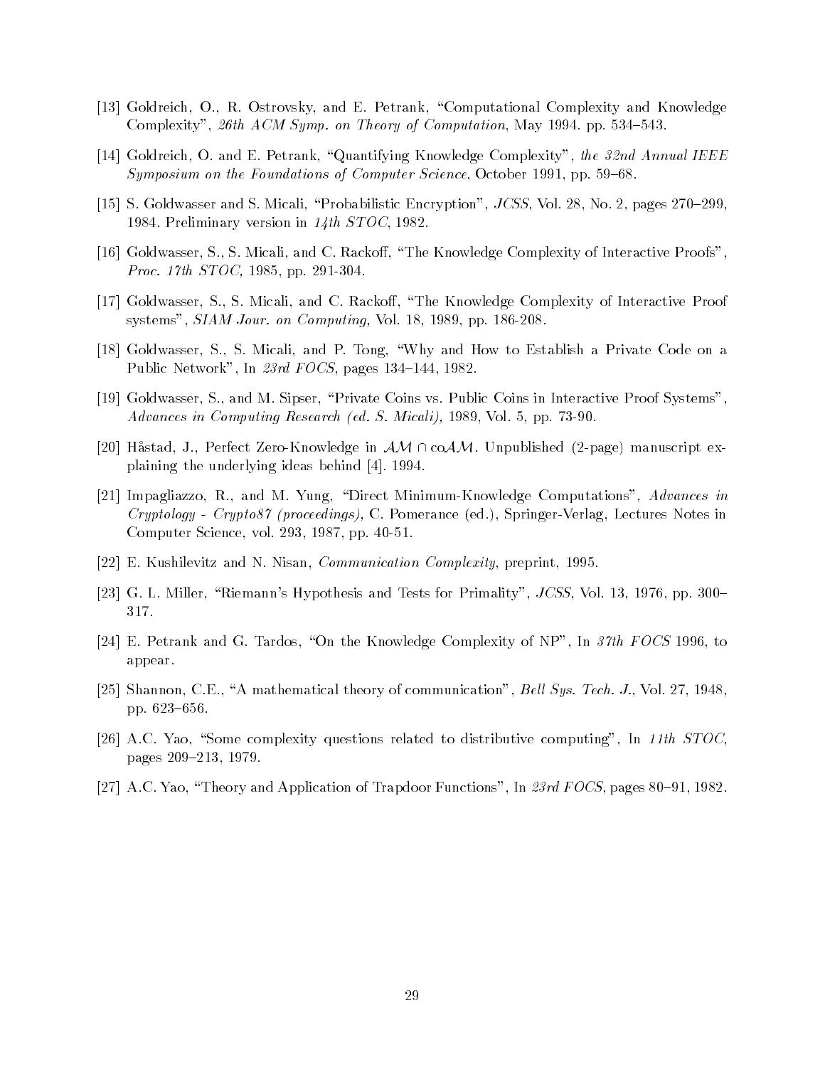[13] Goldreich, O., R. Ostrovsky, and E. Petrank, "Computational Complexity and Knowledge Complexity", *26th ACM Symp. on Theory of Computation*, May 1994. pp. 534–543.

[14] Goldreich, O. and E. Petrank, "Quantifying Knowledge Complexity", *the 32nd Annual IEEE Symposium on the Foundations of Computer Science*, October 1991, pp. 59–68.

[15] S. Goldwasser and S. Micali, "Probabilistic Encryption", *JCSS*, Vol. 28, No. 2, pages 270–299, 1984. Preliminary version in *14th STOC*, 1982.

[16] Goldwasser, S., S. Micali, and C. Rackoff, "The Knowledge Complexity of Interactive Proofs", *Proc. 17th STOC,* 1985, pp. 291-304.

[17] Goldwasser, S., S. Micali, and C. Rackoff, "The Knowledge Complexity of Interactive Proof systems", *SIAM Jour. on Computing,* Vol. 18, 1989, pp. 186-208.

[18] Goldwasser, S., S. Micali, and P. Tong, "Why and How to Establish a Private Code on a Public Network", In *23rd FOCS*, pages 134–144, 1982.

[19] Goldwasser, S., and M. Sipser, "Private Coins vs. Public Coins in Interactive Proof Systems", *Advances in Computing Research (ed. S. Micali),* 1989, Vol. 5, pp. 73-90.

[20] Håstad, J., Perfect Zero-Knowledge in $\mathcal{AM} \cap \mathrm{co}\mathcal{AM}$. Unpublished (2-page) manuscript explaining the underlying ideas behind [4]. 1994.

[21] Impagliazzo, R., and M. Yung, "Direct Minimum-Knowledge Computations", *Advances in Cryptology - Crypto87 (proceedings),* C. Pomerance (ed.), Springer-Verlag, Lectures Notes in Computer Science, vol. 293, 1987, pp. 40-51.

[22] E. Kushilevitz and N. Nisan, *Communication Complexity*, preprint, 1995.

[23] G. L. Miller, "Riemann's Hypothesis and Tests for Primality", *JCSS*, Vol. 13, 1976, pp. 300–317.

[24] E. Petrank and G. Tardos, "On the Knowledge Complexity of NP", In *37th FOCS* 1996, to appear.

[25] Shannon, C.E., "A mathematical theory of communication", *Bell Sys. Tech. J.*, Vol. 27, 1948, pp. 623–656.

[26] A.C. Yao, "Some complexity questions related to distributive computing", In *11th STOC*, pages 209–213, 1979.

[27] A.C. Yao, "Theory and Application of Trapdoor Functions", In *23rd FOCS*, pages 80–91, 1982.